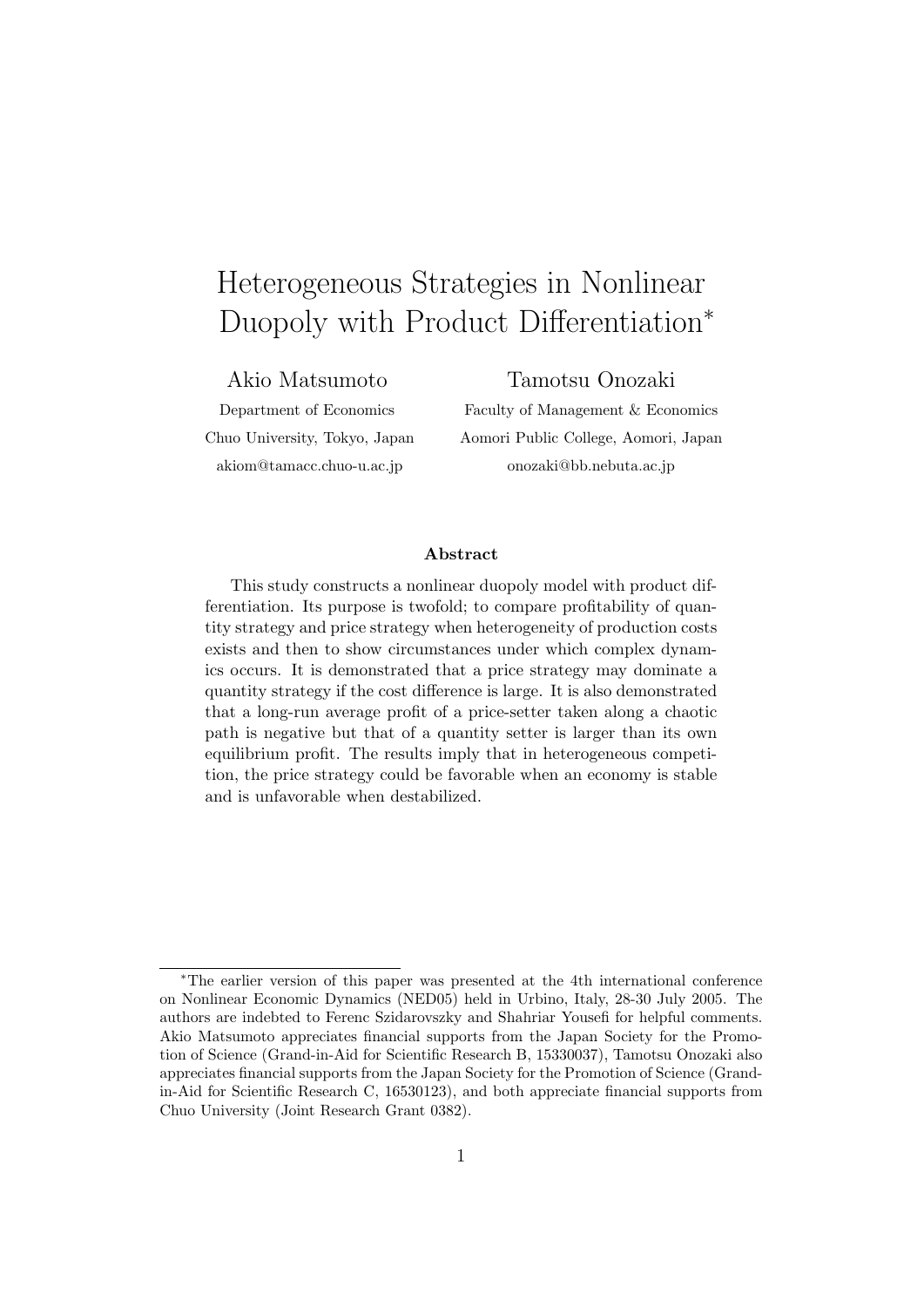# Heterogeneous Strategies in Nonlinear Duopoly with Product Differentiation*

Akio Matsumoto
Department of Economics
Chuo University, Tokyo, Japan
akiom@tamacc.chuo-u.ac.jp

Tamotsu Onozaki
Faculty of Management & Economics
Aomori Public College, Aomori, Japan
onozaki@bb.nebuta.ac.jp

### Abstract

This study constructs a nonlinear duopoly model with product differentiation. Its purpose is twofold; to compare profitability of quantity strategy and price strategy when heterogeneity of production costs exists and then to show circumstances under which complex dynamics occurs. It is demonstrated that a price strategy may dominate a quantity strategy if the cost difference is large. It is also demonstrated that a long-run average profit of a price-setter taken along a chaotic path is negative but that of a quantity setter is larger than its own equilibrium profit. The results imply that in heterogeneous competition, the price strategy could be favorable when an economy is stable and is unfavorable when destabilized.

---

*The earlier version of this paper was presented at the 4th international conference on Nonlinear Economic Dynamics (NED05) held in Urbino, Italy, 28-30 July 2005. The authors are indebted to Ferenc Szidarovszky and Shahriar Yousefi for helpful comments. Akio Matsumoto appreciates financial supports from the Japan Society for the Promotion of Science (Grand-in-Aid for Scientific Research B, 15330037), Tamotsu Onozaki also appreciates financial supports from the Japan Society for the Promotion of Science (Grand-in-Aid for Scientific Research C, 16530123), and both appreciate financial supports from Chuo University (Joint Research Grant 0382).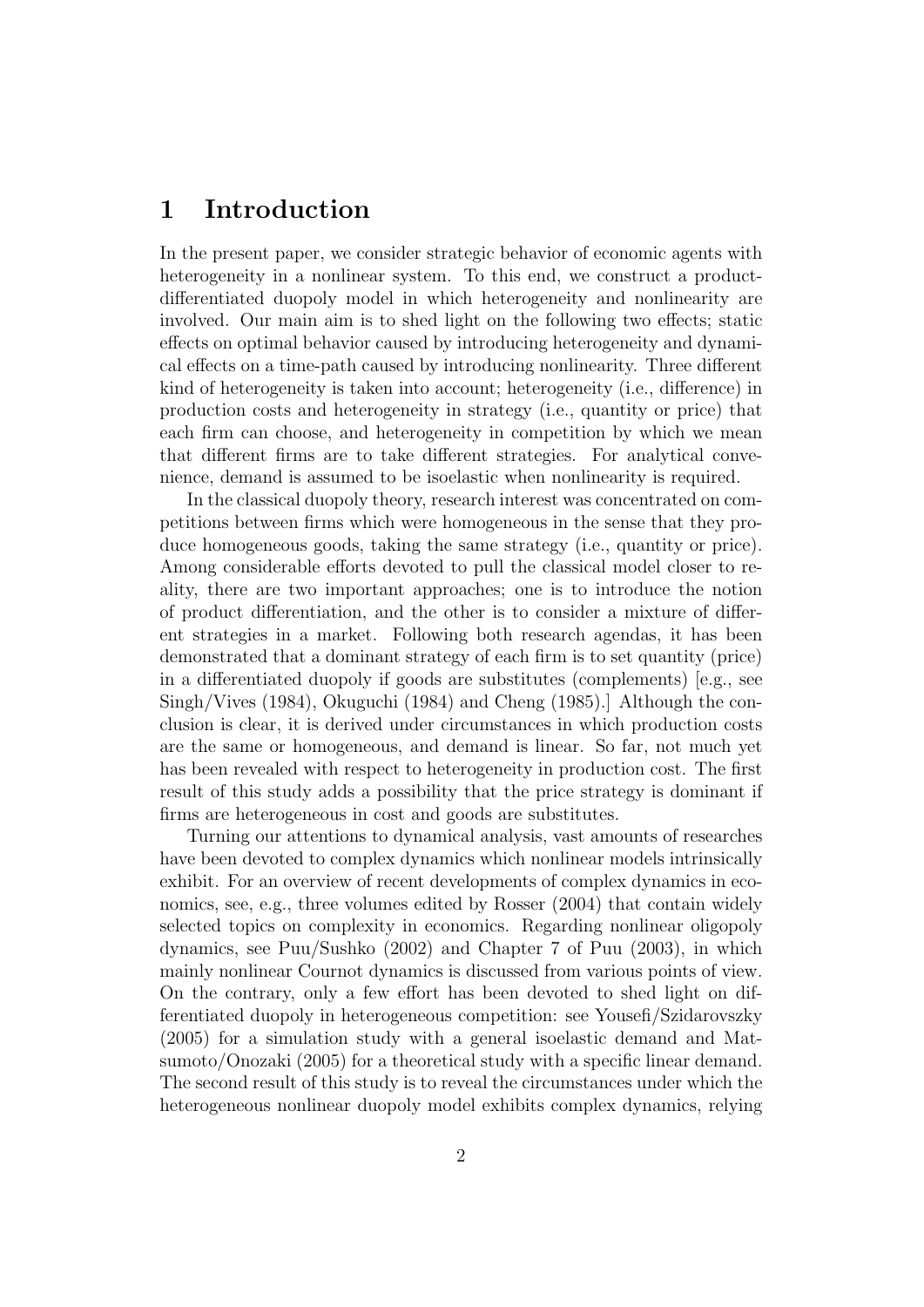# 1 Introduction

In the present paper, we consider strategic behavior of economic agents with heterogeneity in a nonlinear system. To this end, we construct a product-differentiated duopoly model in which heterogeneity and nonlinearity are involved. Our main aim is to shed light on the following two effects; static effects on optimal behavior caused by introducing heterogeneity and dynamical effects on a time-path caused by introducing nonlinearity. Three different kind of heterogeneity is taken into account; heterogeneity (i.e., difference) in production costs and heterogeneity in strategy (i.e., quantity or price) that each firm can choose, and heterogeneity in competition by which we mean that different firms are to take different strategies. For analytical convenience, demand is assumed to be isoelastic when nonlinearity is required.

In the classical duopoly theory, research interest was concentrated on competitions between firms which were homogeneous in the sense that they produce homogeneous goods, taking the same strategy (i.e., quantity or price). Among considerable efforts devoted to pull the classical model closer to reality, there are two important approaches; one is to introduce the notion of product differentiation, and the other is to consider a mixture of different strategies in a market. Following both research agendas, it has been demonstrated that a dominant strategy of each firm is to set quantity (price) in a differentiated duopoly if goods are substitutes (complements) [e.g., see Singh/Vives (1984), Okuguchi (1984) and Cheng (1985).] Although the conclusion is clear, it is derived under circumstances in which production costs are the same or homogeneous, and demand is linear. So far, not much yet has been revealed with respect to heterogeneity in production cost. The first result of this study adds a possibility that the price strategy is dominant if firms are heterogeneous in cost and goods are substitutes.

Turning our attentions to dynamical analysis, vast amounts of researches have been devoted to complex dynamics which nonlinear models intrinsically exhibit. For an overview of recent developments of complex dynamics in economics, see, e.g., three volumes edited by Rosser (2004) that contain widely selected topics on complexity in economics. Regarding nonlinear oligopoly dynamics, see Puu/Sushko (2002) and Chapter 7 of Puu (2003), in which mainly nonlinear Cournot dynamics is discussed from various points of view. On the contrary, only a few effort has been devoted to shed light on differentiated duopoly in heterogeneous competition: see Yousefi/Szidarovszky (2005) for a simulation study with a general isoelastic demand and Matsumoto/Onozaki (2005) for a theoretical study with a specific linear demand. The second result of this study is to reveal the circumstances under which the heterogeneous nonlinear duopoly model exhibits complex dynamics, relying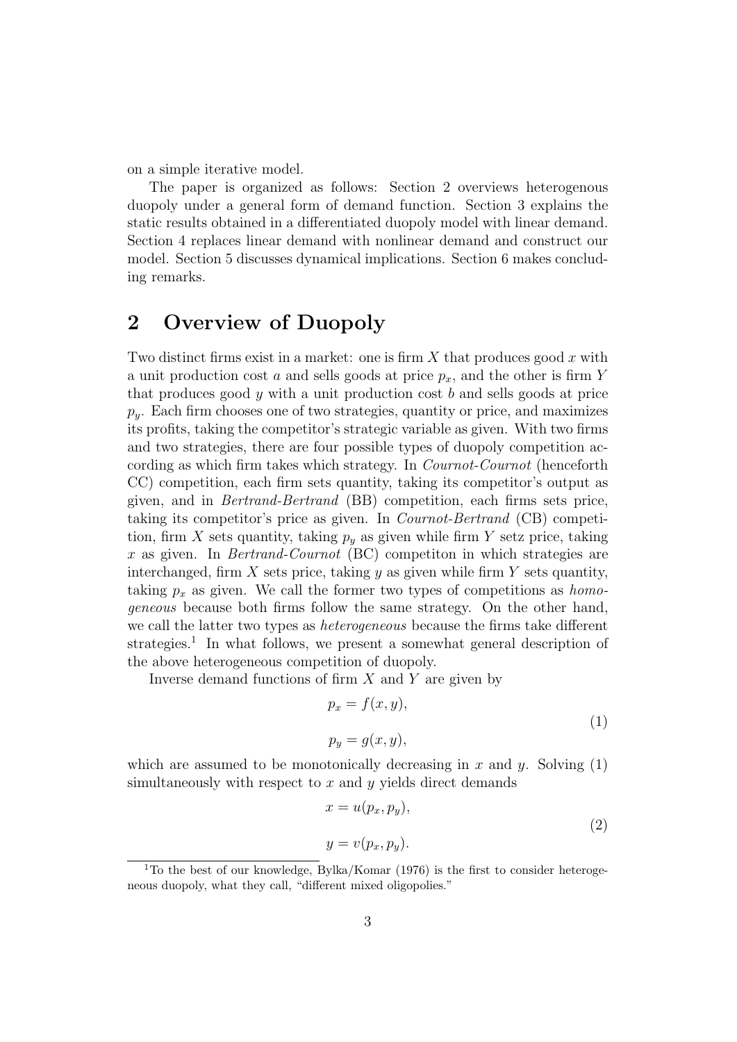on a simple iterative model.

The paper is organized as follows: Section 2 overviews heterogenous duopoly under a general form of demand function. Section 3 explains the static results obtained in a differentiated duopoly model with linear demand. Section 4 replaces linear demand with nonlinear demand and construct our model. Section 5 discusses dynamical implications. Section 6 makes concluding remarks.

## 2 Overview of Duopoly

Two distinct firms exist in a market: one is firm $X$ that produces good $x$ with a unit production cost $a$ and sells goods at price $p_x$, and the other is firm $Y$ that produces good $y$ with a unit production cost $b$ and sells goods at price $p_y$. Each firm chooses one of two strategies, quantity or price, and maximizes its profits, taking the competitor's strategic variable as given. With two firms and two strategies, there are four possible types of duopoly competition according as which firm takes which strategy. In *Cournot-Cournot* (henceforth CC) competition, each firm sets quantity, taking its competitor's output as given, and in *Bertrand-Bertrand* (BB) competition, each firms sets price, taking its competitor's price as given. In *Cournot-Bertrand* (CB) competition, firm $X$ sets quantity, taking $p_y$ as given while firm $Y$ setz price, taking $x$ as given. In *Bertrand-Cournot* (BC) competiton in which strategies are interchanged, firm $X$ sets price, taking $y$ as given while firm $Y$ sets quantity, taking $p_x$ as given. We call the former two types of competitions as *homogeneous* because both firms follow the same strategy. On the other hand, we call the latter two types as *heterogeneous* because the firms take different strategies.[1] In what follows, we present a somewhat general description of the above heterogeneous competition of duopoly.

Inverse demand functions of firm $X$ and $Y$ are given by

$$
\begin{aligned}
p_x &= f(x, y), \\
p_y &= g(x, y),
\end{aligned}
\tag{1}
$$

which are assumed to be monotonically decreasing in $x$ and $y$. Solving (1) simultaneously with respect to $x$ and $y$ yields direct demands

$$
\begin{aligned}
x &= u(p_x, p_y), \\
y &= v(p_x, p_y).
\end{aligned}
\tag{2}
$$

[1] To the best of our knowledge, Bylka/Komar (1976) is the first to consider heterogeneous duopoly, what they call, "different mixed oligopolies."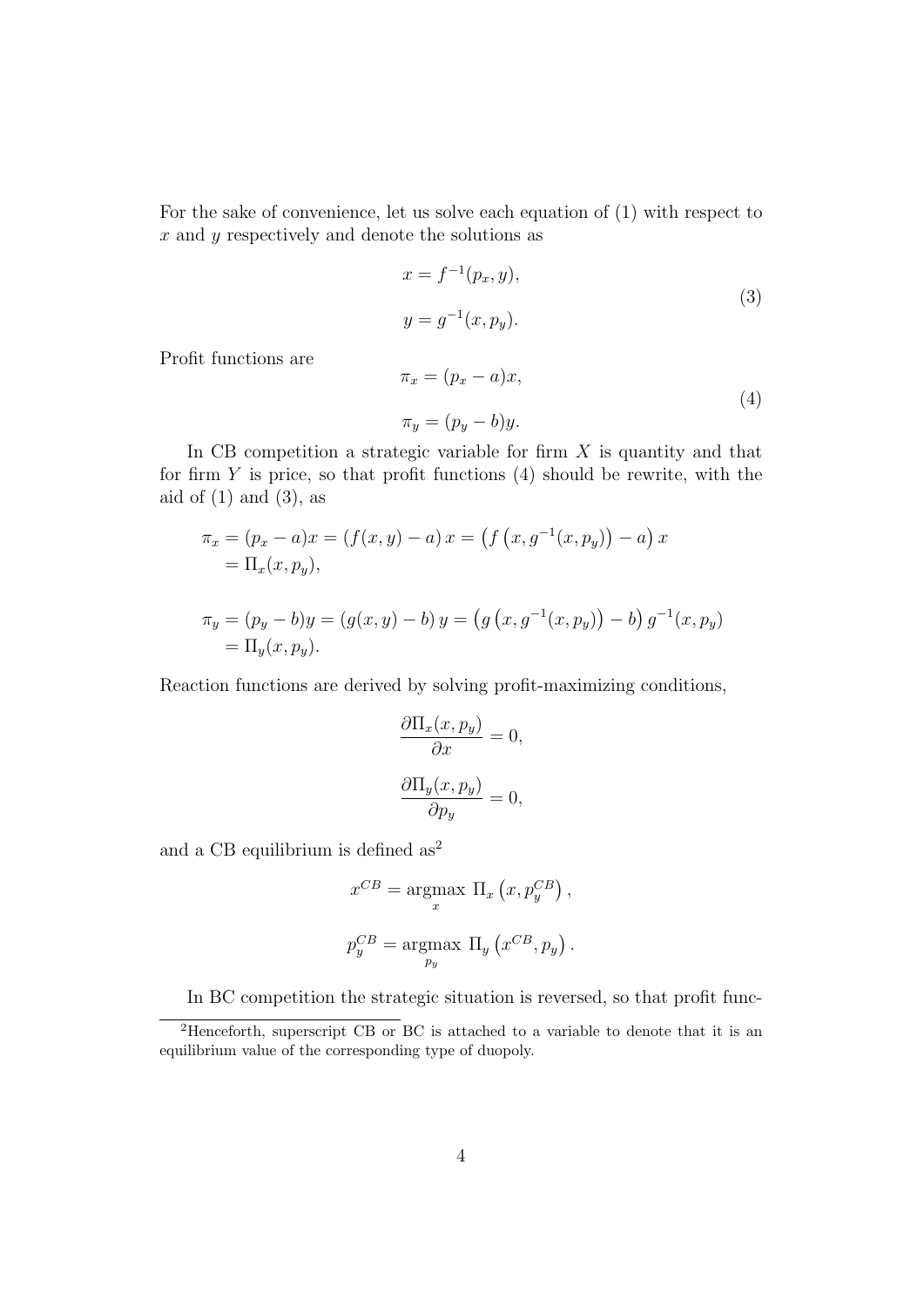For the sake of convenience, let us solve each equation of (1) with respect to $x$ and $y$ respectively and denote the solutions as

$$
\begin{aligned}
x &= f^{-1}(p_x, y), \\
y &= g^{-1}(x, p_y).
\end{aligned}
\tag{3}
$$

Profit functions are

$$
\begin{aligned}
\pi_x &= (p_x - a)x, \\
\pi_y &= (p_y - b)y.
\end{aligned}
\tag{4}
$$

In CB competition a strategic variable for firm $X$ is quantity and that for firm $Y$ is price, so that profit functions (4) should be rewrite, with the aid of (1) and (3), as

$$
\begin{aligned}
\pi_x &= (p_x - a)x = \left(f(x, y) - a\right)x = \left(f\left(x, g^{-1}(x, p_y)\right) - a\right)x \\
&= \Pi_x(x, p_y),
\end{aligned}
$$

$$
\begin{aligned}
\pi_y &= (p_y - b)y = \left(g(x, y) - b\right)y = \left(g\left(x, g^{-1}(x, p_y)\right) - b\right)g^{-1}(x, p_y) \\
&= \Pi_y(x, p_y).
\end{aligned}
$$

Reaction functions are derived by solving profit-maximizing conditions,

$$
\frac{\partial \Pi_x(x, p_y)}{\partial x} = 0,
$$

$$
\frac{\partial \Pi_y(x, p_y)}{\partial p_y} = 0,
$$

and a CB equilibrium is defined as[2]

$$
x^{CB} = \underset{x}{\operatorname{argmax}} \ \Pi_x\left(x, p_y^{CB}\right),
$$

$$
p_y^{CB} = \underset{p_y}{\operatorname{argmax}} \ \Pi_y\left(x^{CB}, p_y\right).
$$

In BC competition the strategic situation is reversed, so that profit func-

[2] Henceforth, superscript CB or BC is attached to a variable to denote that it is an equilibrium value of the corresponding type of duopoly.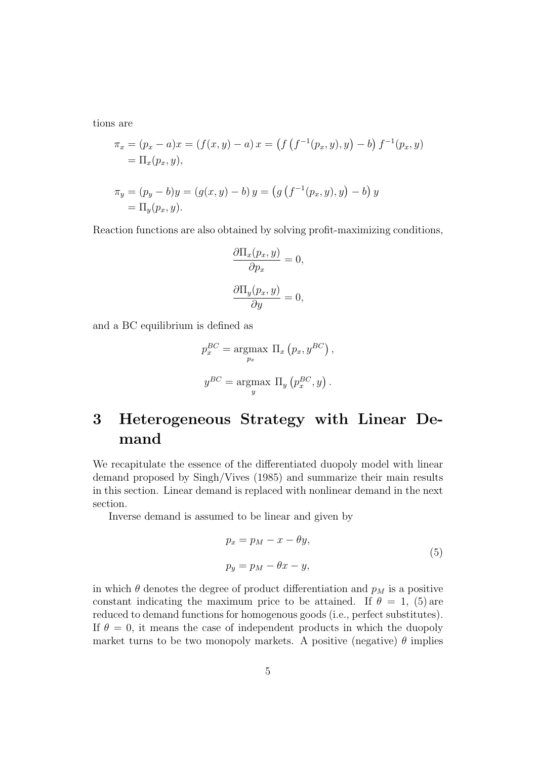tions are

$$
\begin{aligned}
\pi_x &= (p_x - a)x = (f(x,y) - a)\, x = \left(f\left(f^{-1}(p_x, y), y\right) - b\right) f^{-1}(p_x, y) \\
&= \Pi_x(p_x, y),
\end{aligned}
$$

$$
\begin{aligned}
\pi_y &= (p_y - b)y = (g(x,y) - b)\, y = \left(g\left(f^{-1}(p_x, y), y\right) - b\right) y \\
&= \Pi_y(p_x, y).
\end{aligned}
$$

Reaction functions are also obtained by solving profit-maximizing conditions,

$$
\frac{\partial \Pi_x(p_x, y)}{\partial p_x} = 0,
$$

$$
\frac{\partial \Pi_y(p_x, y)}{\partial y} = 0,
$$

and a BC equilibrium is defined as

$$
p_x^{BC} = \underset{p_x}{\operatorname{argmax}}\ \Pi_x\left(p_x, y^{BC}\right),
$$

$$
y^{BC} = \underset{y}{\operatorname{argmax}}\ \Pi_y\left(p_x^{BC}, y\right).
$$

# 3 Heterogeneous Strategy with Linear Demand

We recapitulate the essence of the differentiated duopoly model with linear demand proposed by Singh/Vives (1985) and summarize their main results in this section. Linear demand is replaced with nonlinear demand in the next section.

Inverse demand is assumed to be linear and given by

$$
\begin{aligned}
p_x &= p_M - x - \theta y, \\
p_y &= p_M - \theta x - y,
\end{aligned}
\tag{5}
$$

in which $\theta$ denotes the degree of product differentiation and $p_M$ is a positive constant indicating the maximum price to be attained. If $\theta = 1$, (5) are reduced to demand functions for homogenous goods (i.e., perfect substitutes). If $\theta = 0$, it means the case of independent products in which the duopoly market turns to be two monopoly markets. A positive (negative) $\theta$ implies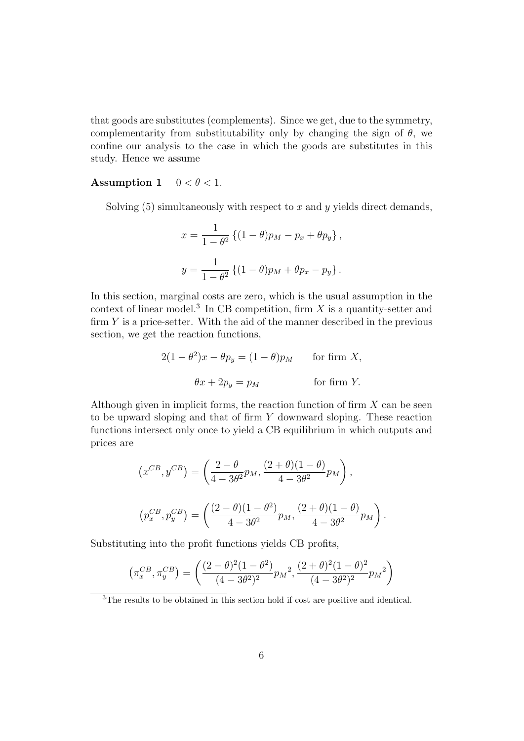that goods are substitutes (complements). Since we get, due to the symmetry, complementarity from substitutability only by changing the sign of $\theta$, we confine our analysis to the case in which the goods are substitutes in this study. Hence we assume

**Assumption 1** $\quad 0 < \theta < 1.$

Solving (5) simultaneously with respect to $x$ and $y$ yields direct demands,

$$x = \frac{1}{1-\theta^2}\left\{(1-\theta)p_M - p_x + \theta p_y\right\},$$

$$y = \frac{1}{1-\theta^2}\left\{(1-\theta)p_M + \theta p_x - p_y\right\}.$$

In this section, marginal costs are zero, which is the usual assumption in the context of linear model.[3] In CB competition, firm $X$ is a quantity-setter and firm $Y$ is a price-setter. With the aid of the manner described in the previous section, we get the reaction functions,

$$2(1-\theta^2)x - \theta p_y = (1-\theta)p_M \qquad \text{for firm } X,$$

$$\theta x + 2p_y = p_M \qquad \text{for firm } Y.$$

Although given in implicit forms, the reaction function of firm $X$ can be seen to be upward sloping and that of firm $Y$ downward sloping. These reaction functions intersect only once to yield a CB equilibrium in which outputs and prices are

$$\left(x^{CB}, y^{CB}\right) = \left(\frac{2-\theta}{4-3\theta^2}p_M, \frac{(2+\theta)(1-\theta)}{4-3\theta^2}p_M\right),$$

$$\left(p_x^{CB}, p_y^{CB}\right) = \left(\frac{(2-\theta)(1-\theta^2)}{4-3\theta^2}p_M, \frac{(2+\theta)(1-\theta)}{4-3\theta^2}p_M\right).$$

Substituting into the profit functions yields CB profits,

$$\left(\pi_x^{CB}, \pi_y^{CB}\right) = \left(\frac{(2-\theta)^2(1-\theta^2)}{(4-3\theta^2)^2}{p_M}^2, \frac{(2+\theta)^2(1-\theta)^2}{(4-3\theta^2)^2}{p_M}^2\right)$$

[3] The results to be obtained in this section hold if cost are positive and identical.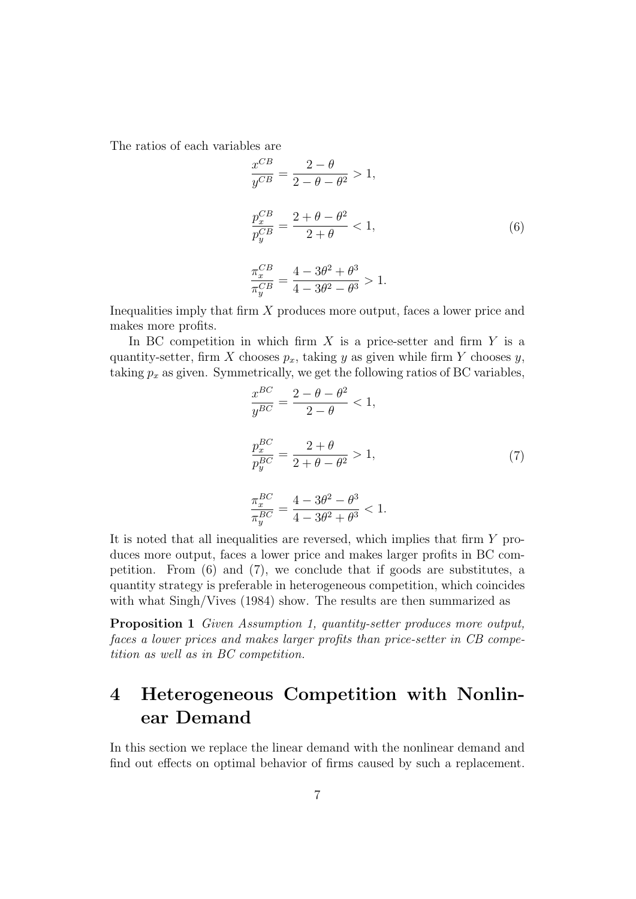The ratios of each variables are

$$
\begin{aligned}
\frac{x^{CB}}{y^{CB}} &= \frac{2-\theta}{2-\theta-\theta^2} > 1, \\
\frac{p_x^{CB}}{p_y^{CB}} &= \frac{2+\theta-\theta^2}{2+\theta} < 1, \\
\frac{\pi_x^{CB}}{\pi_y^{CB}} &= \frac{4-3\theta^2+\theta^3}{4-3\theta^2-\theta^3} > 1.
\end{aligned}
\tag{6}
$$

Inequalities imply that firm $X$ produces more output, faces a lower price and makes more profits.

In BC competition in which firm $X$ is a price-setter and firm $Y$ is a quantity-setter, firm $X$ chooses $p_x$, taking $y$ as given while firm $Y$ chooses $y$, taking $p_x$ as given. Symmetrically, we get the following ratios of BC variables,

$$
\begin{aligned}
\frac{x^{BC}}{y^{BC}} &= \frac{2-\theta-\theta^2}{2-\theta} < 1, \\
\frac{p_x^{BC}}{p_y^{BC}} &= \frac{2+\theta}{2+\theta-\theta^2} > 1, \\
\frac{\pi_x^{BC}}{\pi_y^{BC}} &= \frac{4-3\theta^2-\theta^3}{4-3\theta^2+\theta^3} < 1.
\end{aligned}
\tag{7}
$$

It is noted that all inequalities are reversed, which implies that firm $Y$ produces more output, faces a lower price and makes larger profits in BC competition. From (6) and (7), we conclude that if goods are substitutes, a quantity strategy is preferable in heterogeneous competition, which coincides with what Singh/Vives (1984) show. The results are then summarized as

**Proposition 1** *Given Assumption 1, quantity-setter produces more output, faces a lower prices and makes larger profits than price-setter in CB competition as well as in BC competition.*

# 4 Heterogeneous Competition with Nonlinear Demand

In this section we replace the linear demand with the nonlinear demand and find out effects on optimal behavior of firms caused by such a replacement.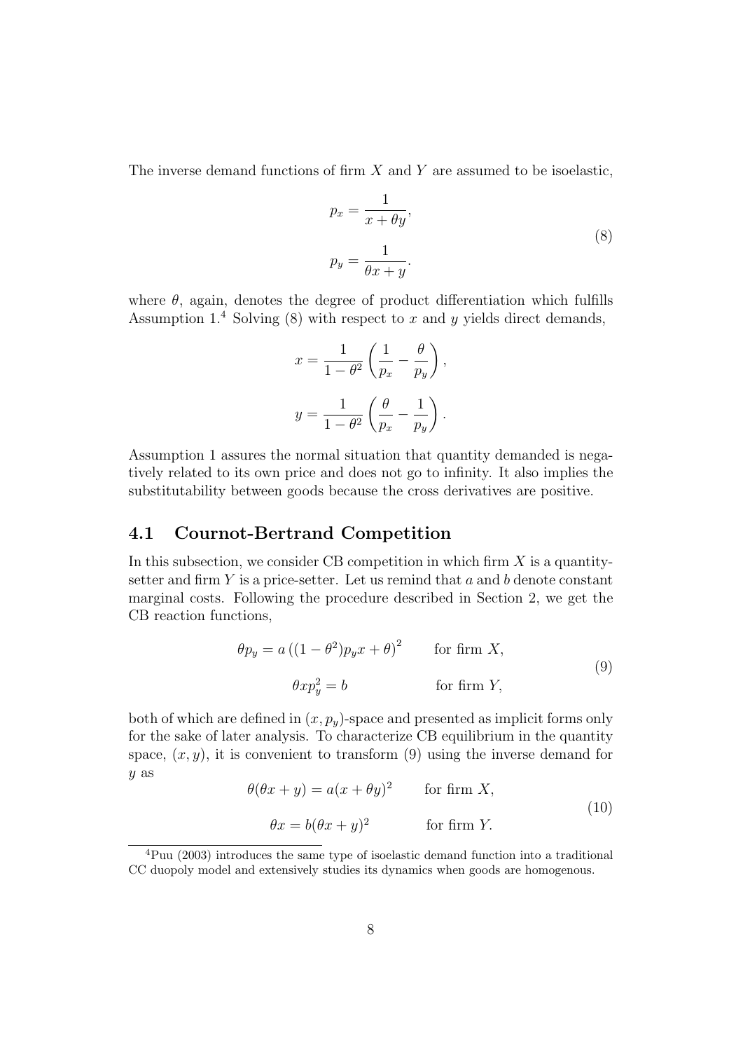The inverse demand functions of firm $X$ and $Y$ are assumed to be isoelastic,

$$
\begin{aligned}
p_x &= \frac{1}{x + \theta y}, \\
p_y &= \frac{1}{\theta x + y}.
\end{aligned}
\tag{8}
$$

where $\theta$, again, denotes the degree of product differentiation which fulfills Assumption 1.[4] Solving (8) with respect to $x$ and $y$ yields direct demands,

$$
x = \frac{1}{1-\theta^2}\left(\frac{1}{p_x} - \frac{\theta}{p_y}\right),
$$

$$
y = \frac{1}{1-\theta^2}\left(\frac{\theta}{p_x} - \frac{1}{p_y}\right).
$$

Assumption 1 assures the normal situation that quantity demanded is negatively related to its own price and does not go to infinity. It also implies the substitutability between goods because the cross derivatives are positive.

## 4.1 Cournot-Bertrand Competition

In this subsection, we consider CB competition in which firm $X$ is a quantity-setter and firm $Y$ is a price-setter. Let us remind that $a$ and $b$ denote constant marginal costs. Following the procedure described in Section 2, we get the CB reaction functions,

$$
\begin{aligned}
\theta p_y &= a\left((1-\theta^2)p_y x + \theta\right)^2 \qquad \text{for firm } X, \\
\theta x p_y^2 &= b \qquad \text{for firm } Y,
\end{aligned}
\tag{9}
$$

both of which are defined in $(x, p_y)$-space and presented as implicit forms only for the sake of later analysis. To characterize CB equilibrium in the quantity space, $(x, y)$, it is convenient to transform (9) using the inverse demand for $y$ as

$$
\begin{aligned}
\theta(\theta x + y) &= a(x + \theta y)^2 \qquad \text{for firm } X, \\
\theta x &= b(\theta x + y)^2 \qquad \text{for firm } Y.
\end{aligned}
\tag{10}
$$

[4] Puu (2003) introduces the same type of isoelastic demand function into a traditional CC duopoly model and extensively studies its dynamics when goods are homogenous.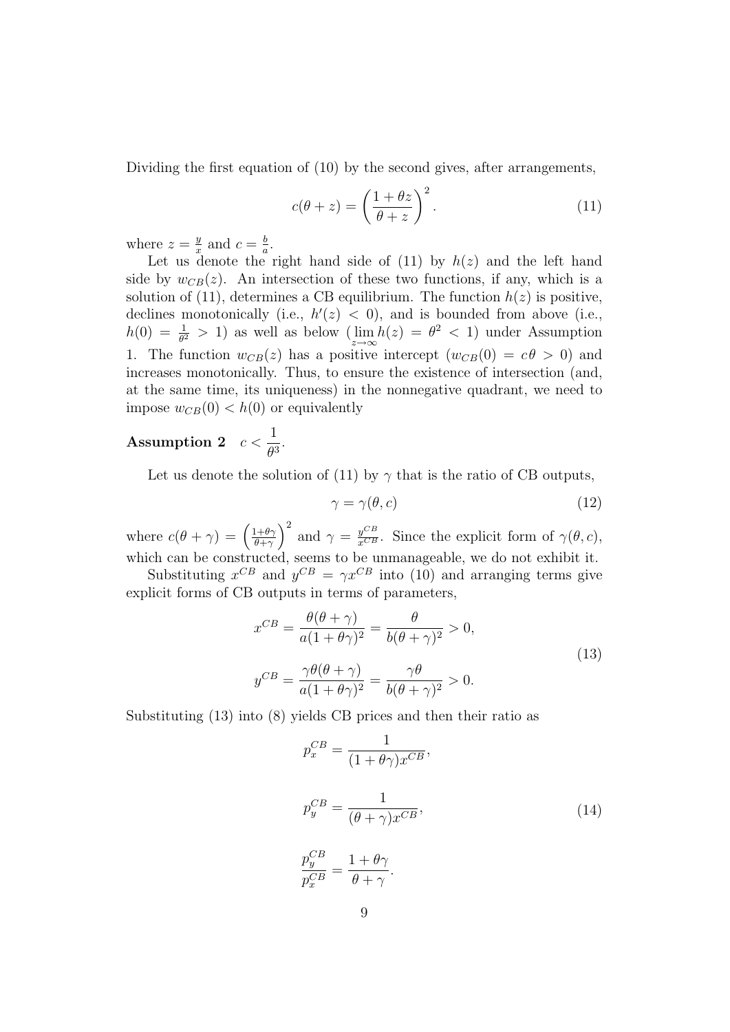Dividing the first equation of (10) by the second gives, after arrangements,

$$c(\theta + z) = \left(\frac{1 + \theta z}{\theta + z}\right)^2. \tag{11}$$

where $z = \frac{y}{x}$ and $c = \frac{b}{a}$.

Let us denote the right hand side of (11) by $h(z)$ and the left hand side by $w_{CB}(z)$. An intersection of these two functions, if any, which is a solution of (11), determines a CB equilibrium. The function $h(z)$ is positive, declines monotonically (i.e., $h'(z) < 0$), and is bounded from above (i.e., $h(0) = \frac{1}{\theta^2} > 1$) as well as below ($\lim_{z \to \infty} h(z) = \theta^2 < 1$) under Assumption 1. The function $w_{CB}(z)$ has a positive intercept ($w_{CB}(0) = c\theta > 0$) and increases monotonically. Thus, to ensure the existence of intersection (and, at the same time, its uniqueness) in the nonnegative quadrant, we need to impose $w_{CB}(0) < h(0)$ or equivalently

**Assumption 2** $\quad c < \dfrac{1}{\theta^3}$.

Let us denote the solution of (11) by $\gamma$ that is the ratio of CB outputs,

$$\gamma = \gamma(\theta, c) \tag{12}$$

where $c(\theta + \gamma) = \left(\frac{1+\theta\gamma}{\theta+\gamma}\right)^2$ and $\gamma = \frac{y^{CB}}{x^{CB}}$. Since the explicit form of $\gamma(\theta, c)$, which can be constructed, seems to be unmanageable, we do not exhibit it.

Substituting $x^{CB}$ and $y^{CB} = \gamma x^{CB}$ into (10) and arranging terms give explicit forms of CB outputs in terms of parameters,

$$\begin{aligned} x^{CB} &= \frac{\theta(\theta + \gamma)}{a(1 + \theta\gamma)^2} = \frac{\theta}{b(\theta + \gamma)^2} > 0, \\ y^{CB} &= \frac{\gamma\theta(\theta + \gamma)}{a(1 + \theta\gamma)^2} = \frac{\gamma\theta}{b(\theta + \gamma)^2} > 0. \end{aligned} \tag{13}$$

Substituting (13) into (8) yields CB prices and then their ratio as

$$\begin{aligned} p_x^{CB} &= \frac{1}{(1 + \theta\gamma)x^{CB}}, \\ p_y^{CB} &= \frac{1}{(\theta + \gamma)x^{CB}}, \\ \frac{p_y^{CB}}{p_x^{CB}} &= \frac{1 + \theta\gamma}{\theta + \gamma}. \end{aligned} \tag{14}$$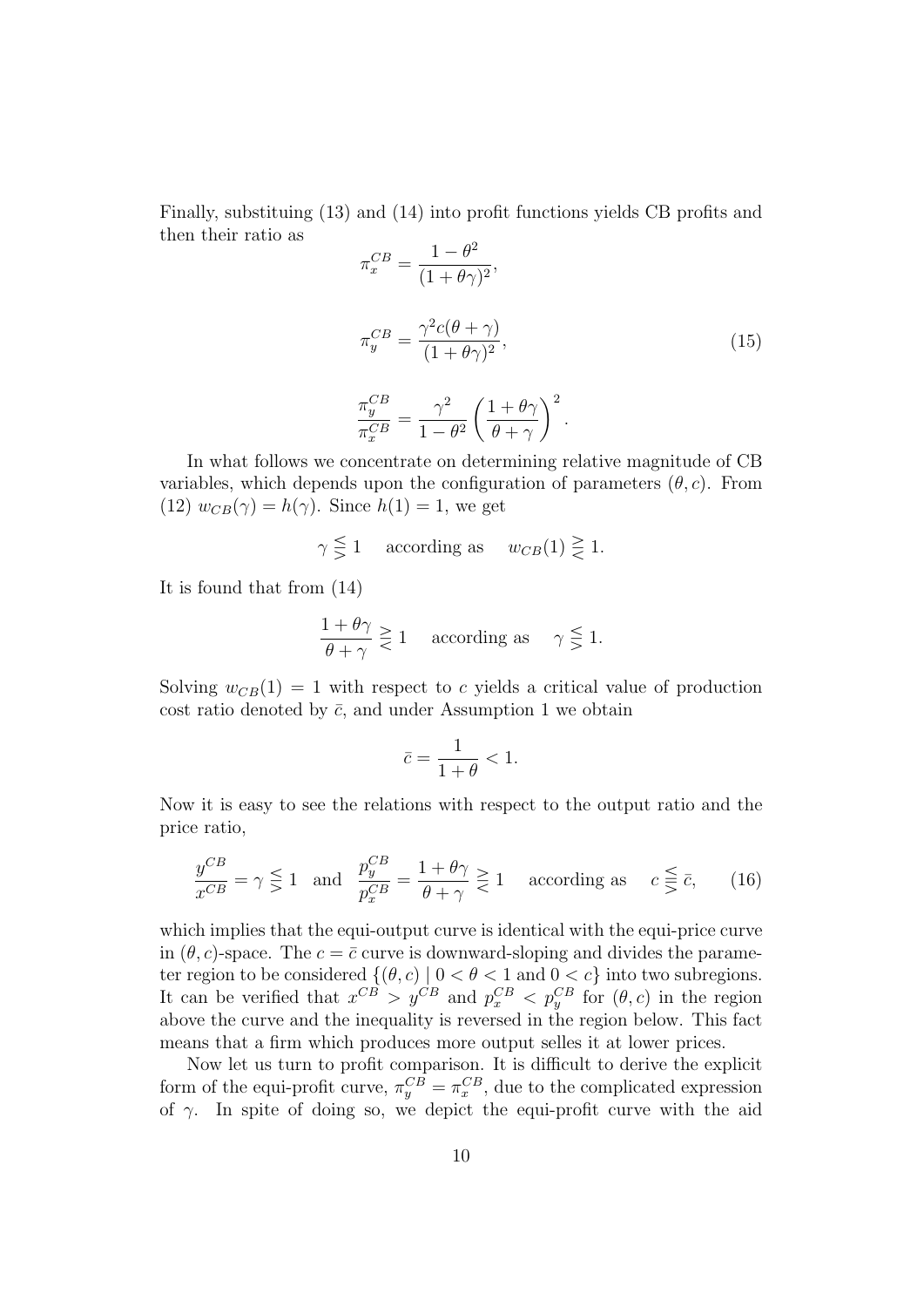Finally, substituing (13) and (14) into profit functions yields CB profits and then their ratio as

$$
\begin{aligned}
\pi_x^{CB} &= \frac{1-\theta^2}{(1+\theta\gamma)^2}, \\
\pi_y^{CB} &= \frac{\gamma^2 c(\theta+\gamma)}{(1+\theta\gamma)^2}, \\
\frac{\pi_y^{CB}}{\pi_x^{CB}} &= \frac{\gamma^2}{1-\theta^2}\left(\frac{1+\theta\gamma}{\theta+\gamma}\right)^2.
\end{aligned}
\tag{15}
$$

In what follows we concentrate on determining relative magnitude of CB variables, which depends upon the configuration of parameters $(\theta, c)$. From (12) $w_{CB}(\gamma) = h(\gamma)$. Since $h(1) = 1$, we get

$$
\gamma \lesseqqgtr 1 \quad \text{according as} \quad w_{CB}(1) \gtreqqless 1.
$$

It is found that from (14)

$$
\frac{1+\theta\gamma}{\theta+\gamma} \gtreqqless 1 \quad \text{according as} \quad \gamma \lesseqqgtr 1.
$$

Solving $w_{CB}(1) = 1$ with respect to $c$ yields a critical value of production cost ratio denoted by $\bar{c}$, and under Assumption 1 we obtain

$$
\bar{c} = \frac{1}{1+\theta} < 1.
$$

Now it is easy to see the relations with respect to the output ratio and the price ratio,

$$
\frac{y^{CB}}{x^{CB}} = \gamma \lesseqqgtr 1 \quad \text{and} \quad \frac{p_y^{CB}}{p_x^{CB}} = \frac{1+\theta\gamma}{\theta+\gamma} \gtreqqless 1 \quad \text{according as} \quad c \lesseqqgtr \bar{c}, \tag{16}
$$

which implies that the equi-output curve is identical with the equi-price curve in $(\theta, c)$-space. The $c = \bar{c}$ curve is downward-sloping and divides the parameter region to be considered $\{(\theta, c) \mid 0 < \theta < 1 \text{ and } 0 < c\}$ into two subregions. It can be verified that $x^{CB} > y^{CB}$ and $p_x^{CB} < p_y^{CB}$ for $(\theta, c)$ in the region above the curve and the inequality is reversed in the region below. This fact means that a firm which produces more output selles it at lower prices.

Now let us turn to profit comparison. It is difficult to derive the explicit form of the equi-profit curve, $\pi_y^{CB} = \pi_x^{CB}$, due to the complicated expression of $\gamma$. In spite of doing so, we depict the equi-profit curve with the aid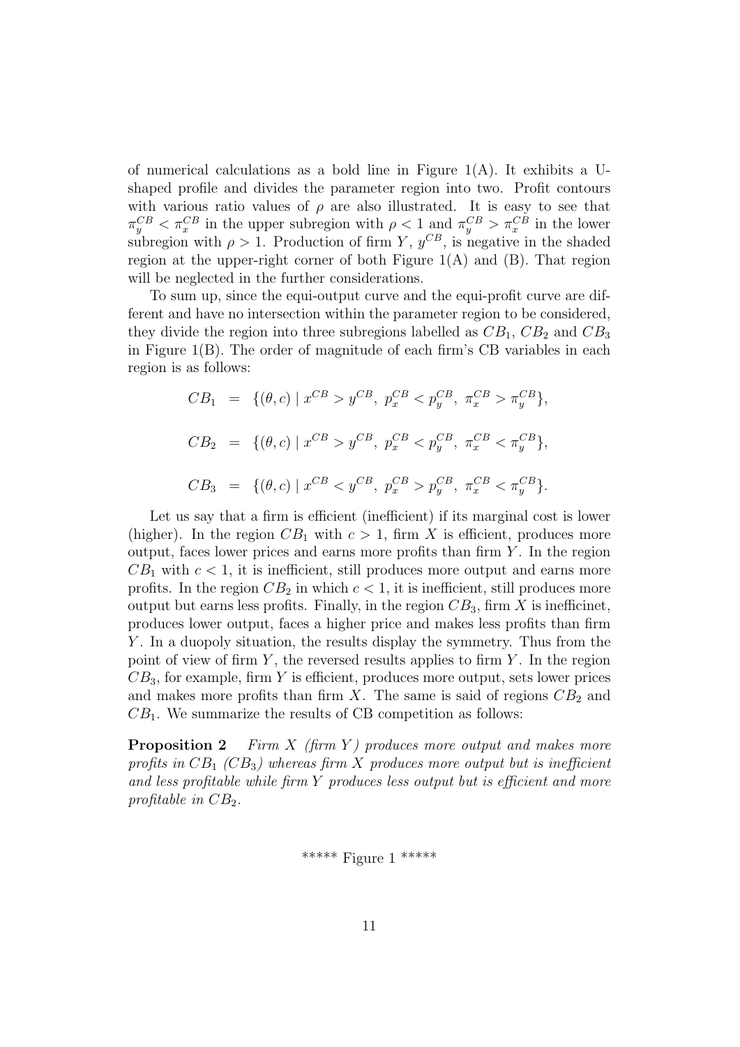of numerical calculations as a bold line in Figure 1(A). It exhibits a U-shaped profile and divides the parameter region into two. Profit contours with various ratio values of $\rho$ are also illustrated. It is easy to see that $\pi_y^{CB} < \pi_x^{CB}$ in the upper subregion with $\rho < 1$ and $\pi_y^{CB} > \pi_x^{CB}$ in the lower subregion with $\rho > 1$. Production of firm $Y$, $y^{CB}$, is negative in the shaded region at the upper-right corner of both Figure 1(A) and (B). That region will be neglected in the further considerations.

To sum up, since the equi-output curve and the equi-profit curve are different and have no intersection within the parameter region to be considered, they divide the region into three subregions labelled as $CB_1$, $CB_2$ and $CB_3$ in Figure 1(B). The order of magnitude of each firm's CB variables in each region is as follows:

$$CB_1 = \{(\theta, c) \mid x^{CB} > y^{CB},\ p_x^{CB} < p_y^{CB},\ \pi_x^{CB} > \pi_y^{CB}\},$$

$$CB_2 = \{(\theta, c) \mid x^{CB} > y^{CB},\ p_x^{CB} < p_y^{CB},\ \pi_x^{CB} < \pi_y^{CB}\},$$

$$CB_3 = \{(\theta, c) \mid x^{CB} < y^{CB},\ p_x^{CB} > p_y^{CB},\ \pi_x^{CB} < \pi_y^{CB}\}.$$

Let us say that a firm is efficient (inefficient) if its marginal cost is lower (higher). In the region $CB_1$ with $c > 1$, firm $X$ is efficient, produces more output, faces lower prices and earns more profits than firm $Y$. In the region $CB_1$ with $c < 1$, it is inefficient, still produces more output and earns more profits. In the region $CB_2$ in which $c < 1$, it is inefficient, still produces more output but earns less profits. Finally, in the region $CB_3$, firm $X$ is inefficinet, produces lower output, faces a higher price and makes less profits than firm $Y$. In a duopoly situation, the results display the symmetry. Thus from the point of view of firm $Y$, the reversed results applies to firm $Y$. In the region $CB_3$, for example, firm $Y$ is efficient, produces more output, sets lower prices and makes more profits than firm $X$. The same is said of regions $CB_2$ and $CB_1$. We summarize the results of CB competition as follows:

**Proposition 2** *Firm $X$ (firm $Y$) produces more output and makes more profits in $CB_1$ ($CB_3$) whereas firm $X$ produces more output but is inefficient and less profitable while firm $Y$ produces less output but is efficient and more profitable in $CB_2$.*

***** Figure 1 *****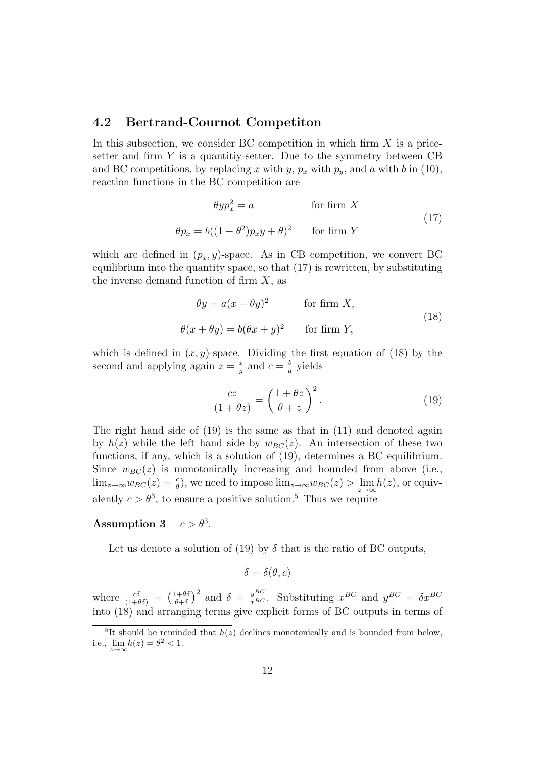### 4.2 Bertrand-Cournot Competiton

In this subsection, we consider BC competition in which firm $X$ is a price-setter and firm $Y$ is a quantitiy-setter. Due to the symmetry between CB and BC competitions, by replacing $x$ with $y$, $p_x$ with $p_y$, and $a$ with $b$ in (10), reaction functions in the BC competition are

$$
\begin{aligned}
\theta y p_x^2 &= a \qquad \text{for firm } X \\
\theta p_x &= b((1-\theta^2)p_x y + \theta)^2 \qquad \text{for firm } Y
\end{aligned}
\tag{17}
$$

which are defined in $(p_x, y)$-space. As in CB competition, we convert BC equilibrium into the quantity space, so that (17) is rewritten, by substituting the inverse demand function of firm $X$, as

$$
\begin{aligned}
\theta y &= a(x + \theta y)^2 \qquad \text{for firm } X, \\
\theta(x + \theta y) &= b(\theta x + y)^2 \qquad \text{for firm } Y,
\end{aligned}
\tag{18}
$$

which is defined in $(x, y)$-space. Dividing the first equation of (18) by the second and applying again $z = \frac{x}{y}$ and $c = \frac{b}{a}$ yields

$$
\frac{cz}{(1+\theta z)} = \left( \frac{1+\theta z}{\theta + z} \right)^2. \tag{19}
$$

The right hand side of (19) is the same as that in (11) and denoted again by $h(z)$ while the left hand side by $w_{BC}(z)$. An intersection of these two functions, if any, which is a solution of (19), determines a BC equilibrium. Since $w_{BC}(z)$ is monotonically increasing and bounded from above (i.e., $\lim_{z\to\infty} w_{BC}(z) = \frac{c}{\theta}$), we need to impose $\lim_{z\to\infty} w_{BC}(z) > \lim_{z\to\infty} h(z)$, or equivalently $c > \theta^3$, to ensure a positive solution.[5] Thus we require

**Assumption 3** $\quad c > \theta^3$.

Let us denote a solution of (19) by $\delta$ that is the ratio of BC outputs,

$$
\delta = \delta(\theta, c)
$$

where $\frac{c\delta}{(1+\theta\delta)} = \left(\frac{1+\theta\delta}{\theta+\delta}\right)^2$ and $\delta = \frac{y^{BC}}{x^{BC}}$. Substituting $x^{BC}$ and $y^{BC} = \delta x^{BC}$ into (18) and arranging terms give explicit forms of BC outputs in terms of

[5] It should be reminded that $h(z)$ declines monotonically and is bounded from below, i.e., $\lim_{z\to\infty} h(z) = \theta^2 < 1$.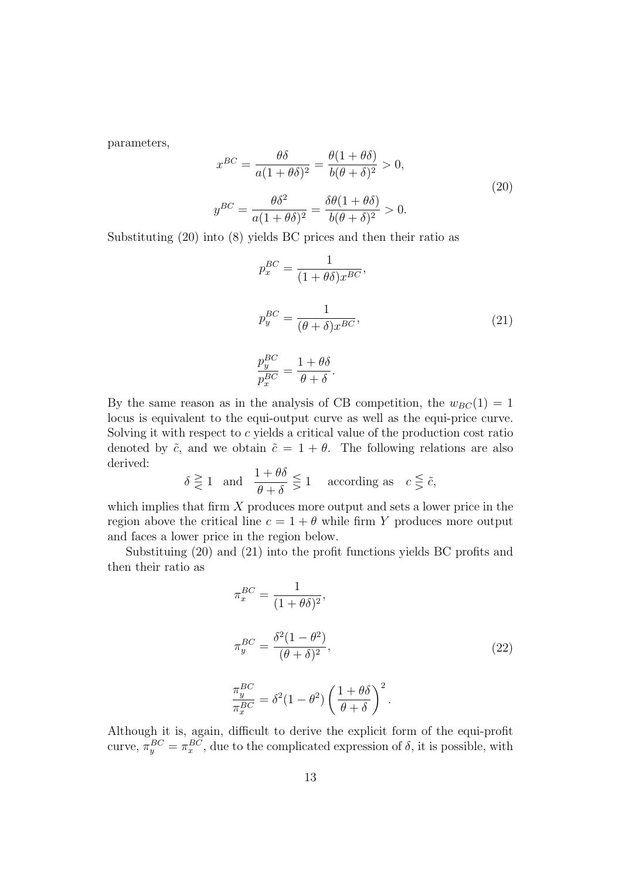parameters,

$$
\begin{aligned}
x^{BC} &= \frac{\theta\delta}{a(1+\theta\delta)^2} = \frac{\theta(1+\theta\delta)}{b(\theta+\delta)^2} > 0, \\
y^{BC} &= \frac{\theta\delta^2}{a(1+\theta\delta)^2} = \frac{\delta\theta(1+\theta\delta)}{b(\theta+\delta)^2} > 0.
\end{aligned}
\tag{20}
$$

Substituting (20) into (8) yields BC prices and then their ratio as

$$
\begin{aligned}
p_x^{BC} &= \frac{1}{(1+\theta\delta)x^{BC}}, \\
p_y^{BC} &= \frac{1}{(\theta+\delta)x^{BC}}, \\
\frac{p_y^{BC}}{p_x^{BC}} &= \frac{1+\theta\delta}{\theta+\delta}.
\end{aligned}
\tag{21}
$$

By the same reason as in the analysis of CB competition, the $w_{BC}(1) = 1$ locus is equivalent to the equi-output curve as well as the equi-price curve. Solving it with respect to $c$ yields a critical value of the production cost ratio denoted by $\tilde{c}$, and we obtain $\tilde{c} = 1 + \theta$. The following relations are also derived:

$$
\delta \gtreqless 1 \quad \text{and} \quad \frac{1+\theta\delta}{\theta+\delta} \lesseqgtr 1 \quad \text{according as} \quad c \lesseqgtr \tilde{c},
$$

which implies that firm $X$ produces more output and sets a lower price in the region above the critical line $c = 1 + \theta$ while firm $Y$ produces more output and faces a lower price in the region below.

Substituing (20) and (21) into the profit functions yields BC profits and then their ratio as

$$
\begin{aligned}
\pi_x^{BC} &= \frac{1}{(1+\theta\delta)^2}, \\
\pi_y^{BC} &= \frac{\delta^2(1-\theta^2)}{(\theta+\delta)^2}, \\
\frac{\pi_y^{BC}}{\pi_x^{BC}} &= \delta^2(1-\theta^2)\left(\frac{1+\theta\delta}{\theta+\delta}\right)^2.
\end{aligned}
\tag{22}
$$

Although it is, again, difficult to derive the explicit form of the equi-profit curve, $\pi_y^{BC} = \pi_x^{BC}$, due to the complicated expression of $\delta$, it is possible, with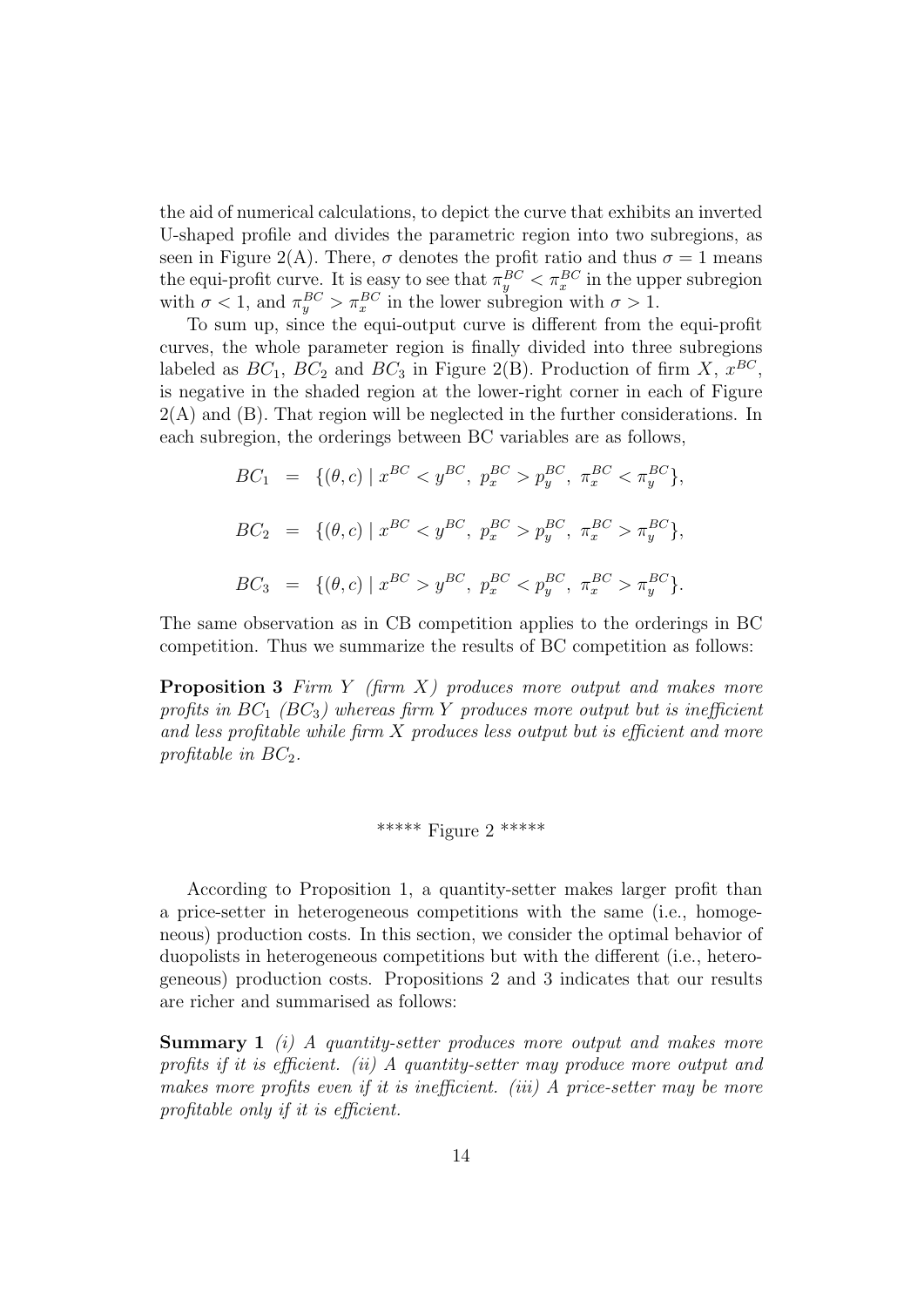the aid of numerical calculations, to depict the curve that exhibits an inverted U-shaped profile and divides the parametric region into two subregions, as seen in Figure 2(A). There, $\sigma$ denotes the profit ratio and thus $\sigma = 1$ means the equi-profit curve. It is easy to see that $\pi_y^{BC} < \pi_x^{BC}$ in the upper subregion with $\sigma < 1$, and $\pi_y^{BC} > \pi_x^{BC}$ in the lower subregion with $\sigma > 1$.

To sum up, since the equi-output curve is different from the equi-profit curves, the whole parameter region is finally divided into three subregions labeled as $BC_1$, $BC_2$ and $BC_3$ in Figure 2(B). Production of firm $X$, $x^{BC}$, is negative in the shaded region at the lower-right corner in each of Figure 2(A) and (B). That region will be neglected in the further considerations. In each subregion, the orderings between BC variables are as follows,

$$BC_1 = \{(\theta, c) \mid x^{BC} < y^{BC},\ p_x^{BC} > p_y^{BC},\ \pi_x^{BC} < \pi_y^{BC}\},$$

$$BC_2 = \{(\theta, c) \mid x^{BC} < y^{BC},\ p_x^{BC} > p_y^{BC},\ \pi_x^{BC} > \pi_y^{BC}\},$$

$$BC_3 = \{(\theta, c) \mid x^{BC} > y^{BC},\ p_x^{BC} < p_y^{BC},\ \pi_x^{BC} > \pi_y^{BC}\}.$$

The same observation as in CB competition applies to the orderings in BC competition. Thus we summarize the results of BC competition as follows:

**Proposition 3** *Firm $Y$ (firm $X$) produces more output and makes more profits in $BC_1$ ($BC_3$) whereas firm $Y$ produces more output but is inefficient and less profitable while firm $X$ produces less output but is efficient and more profitable in $BC_2$.*

***** Figure 2 *****

According to Proposition 1, a quantity-setter makes larger profit than a price-setter in heterogeneous competitions with the same (i.e., homogeneous) production costs. In this section, we consider the optimal behavior of duopolists in heterogeneous competitions but with the different (i.e., heterogeneous) production costs. Propositions 2 and 3 indicates that our results are richer and summarised as follows:

**Summary 1** *(i) A quantity-setter produces more output and makes more profits if it is efficient. (ii) A quantity-setter may produce more output and makes more profits even if it is inefficient. (iii) A price-setter may be more profitable only if it is efficient.*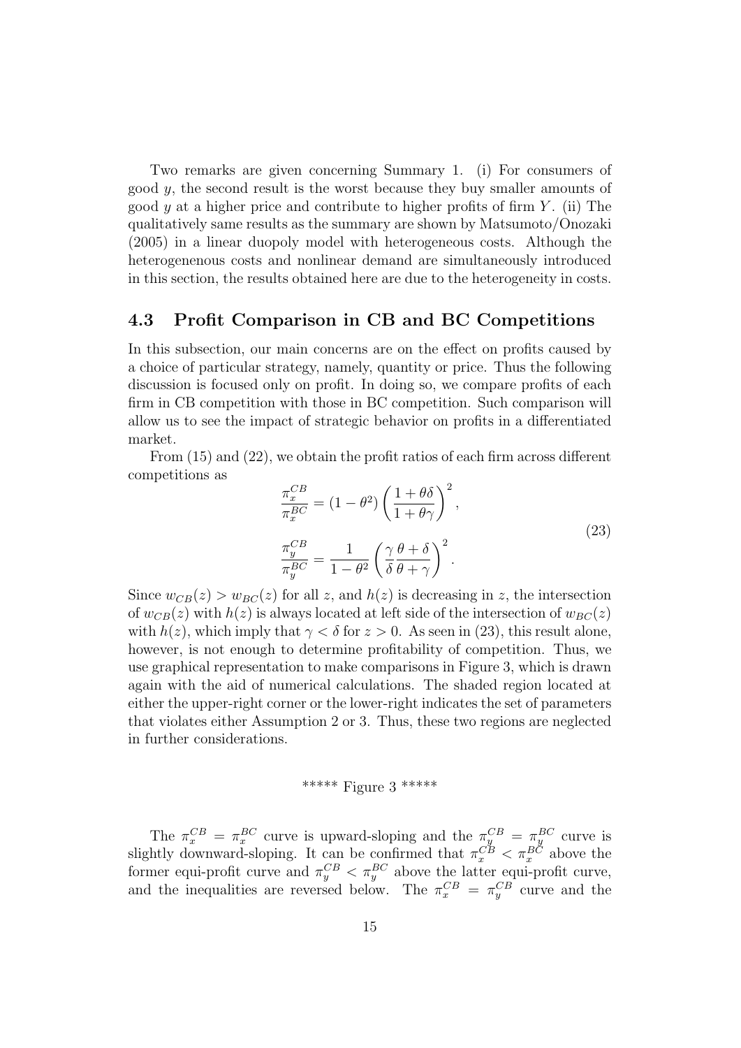Two remarks are given concerning Summary 1. (i) For consumers of good $y$, the second result is the worst because they buy smaller amounts of good $y$ at a higher price and contribute to higher profits of firm $Y$. (ii) The qualitatively same results as the summary are shown by Matsumoto/Onozaki (2005) in a linear duopoly model with heterogeneous costs. Although the heterogenenous costs and nonlinear demand are simultaneously introduced in this section, the results obtained here are due to the heterogeneity in costs.

### 4.3 Profit Comparison in CB and BC Competitions

In this subsection, our main concerns are on the effect on profits caused by a choice of particular strategy, namely, quantity or price. Thus the following discussion is focused only on profit. In doing so, we compare profits of each firm in CB competition with those in BC competition. Such comparison will allow us to see the impact of strategic behavior on profits in a differentiated market.

From (15) and (22), we obtain the profit ratios of each firm across different competitions as

$$
\begin{aligned}
\frac{\pi_x^{CB}}{\pi_x^{BC}} &= (1-\theta^2)\left(\frac{1+\theta\delta}{1+\theta\gamma}\right)^2, \\
\frac{\pi_y^{CB}}{\pi_y^{BC}} &= \frac{1}{1-\theta^2}\left(\frac{\gamma}{\delta}\frac{\theta+\delta}{\theta+\gamma}\right)^2.
\end{aligned}
\tag{23}
$$

Since $w_{CB}(z) > w_{BC}(z)$ for all $z$, and $h(z)$ is decreasing in $z$, the intersection of $w_{CB}(z)$ with $h(z)$ is always located at left side of the intersection of $w_{BC}(z)$ with $h(z)$, which imply that $\gamma < \delta$ for $z > 0$. As seen in (23), this result alone, however, is not enough to determine profitability of competition. Thus, we use graphical representation to make comparisons in Figure 3, which is drawn again with the aid of numerical calculations. The shaded region located at either the upper-right corner or the lower-right indicates the set of parameters that violates either Assumption 2 or 3. Thus, these two regions are neglected in further considerations.

***** Figure 3 *****

The $\pi_x^{CB} = \pi_x^{BC}$ curve is upward-sloping and the $\pi_y^{CB} = \pi_y^{BC}$ curve is slightly downward-sloping. It can be confirmed that $\pi_x^{CB} < \pi_x^{BC}$ above the former equi-profit curve and $\pi_y^{CB} < \pi_y^{BC}$ above the latter equi-profit curve, and the inequalities are reversed below. The $\pi_x^{CB} = \pi_y^{CB}$ curve and the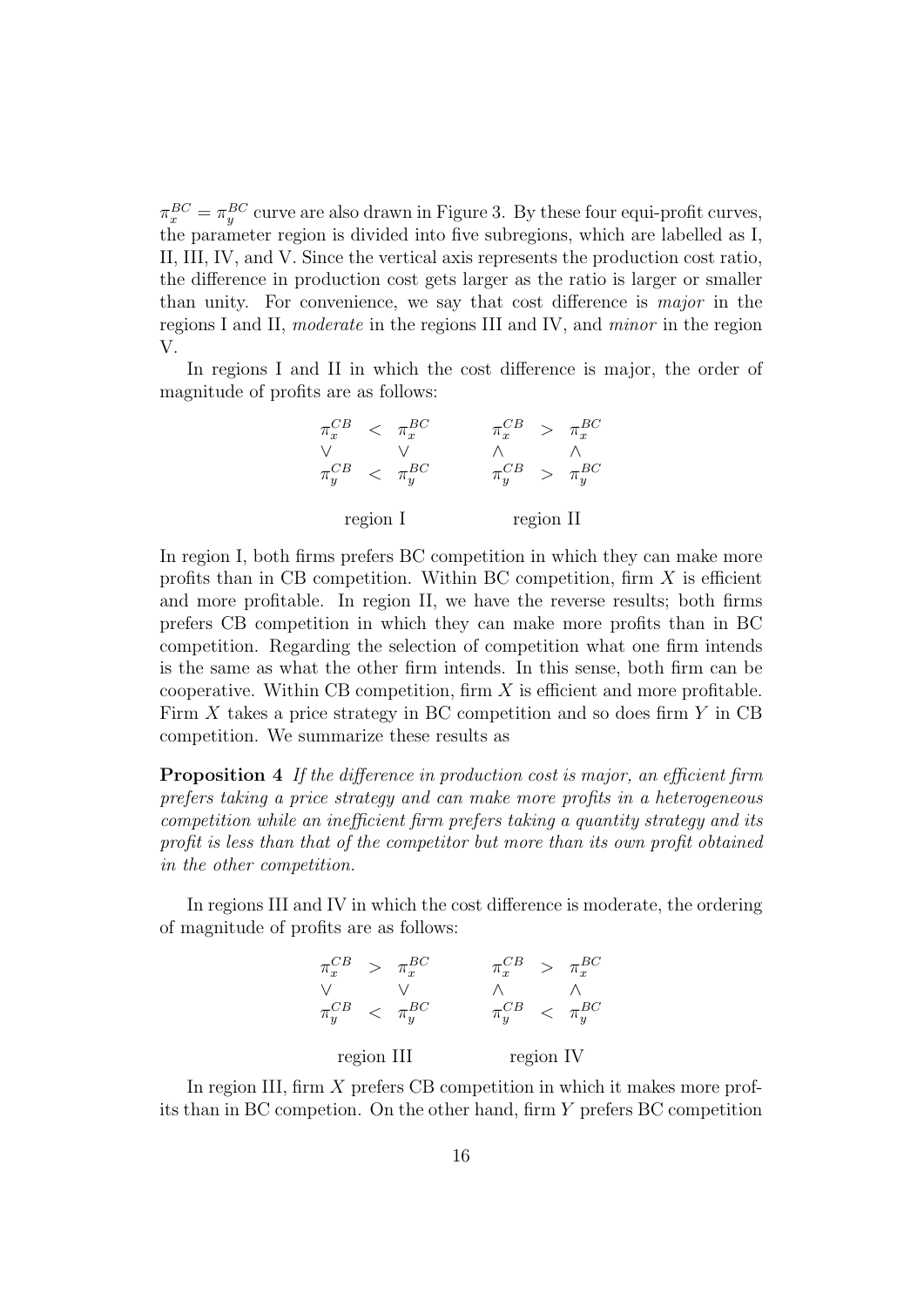$\pi_x^{BC} = \pi_y^{BC}$ curve are also drawn in Figure 3. By these four equi-profit curves, the parameter region is divided into five subregions, which are labelled as I, II, III, IV, and V. Since the vertical axis represents the production cost ratio, the difference in production cost gets larger as the ratio is larger or smaller than unity. For convenience, we say that cost difference is *major* in the regions I and II, *moderate* in the regions III and IV, and *minor* in the region V.

In regions I and II in which the cost difference is major, the order of magnitude of profits are as follows:

$$
\begin{array}{ccc}
\pi_x^{CB} & < & \pi_x^{BC} \\
\vee & & \vee \\
\pi_y^{CB} & < & \pi_y^{BC} \\
& \text{region I} &
\end{array}
\qquad\qquad
\begin{array}{ccc}
\pi_x^{CB} & > & \pi_x^{BC} \\
\wedge & & \wedge \\
\pi_y^{CB} & > & \pi_y^{BC} \\
& \text{region II} &
\end{array}
$$

In region I, both firms prefers BC competition in which they can make more profits than in CB competition. Within BC competition, firm $X$ is efficient and more profitable. In region II, we have the reverse results; both firms prefers CB competition in which they can make more profits than in BC competition. Regarding the selection of competition what one firm intends is the same as what the other firm intends. In this sense, both firm can be cooperative. Within CB competition, firm $X$ is efficient and more profitable. Firm $X$ takes a price strategy in BC competition and so does firm $Y$ in CB competition. We summarize these results as

**Proposition 4** *If the difference in production cost is major, an efficient firm prefers taking a price strategy and can make more profits in a heterogeneous competition while an inefficient firm prefers taking a quantity strategy and its profit is less than that of the competitor but more than its own profit obtained in the other competition.*

In regions III and IV in which the cost difference is moderate, the ordering of magnitude of profits are as follows:

$$
\begin{array}{ccc}
\pi_x^{CB} & > & \pi_x^{BC} \\
\vee & & \vee \\
\pi_y^{CB} & < & \pi_y^{BC} \\
& \text{region III} &
\end{array}
\qquad\qquad
\begin{array}{ccc}
\pi_x^{CB} & > & \pi_x^{BC} \\
\wedge & & \wedge \\
\pi_y^{CB} & < & \pi_y^{BC} \\
& \text{region IV} &
\end{array}
$$

In region III, firm $X$ prefers CB competition in which it makes more profits than in BC competion. On the other hand, firm $Y$ prefers BC competition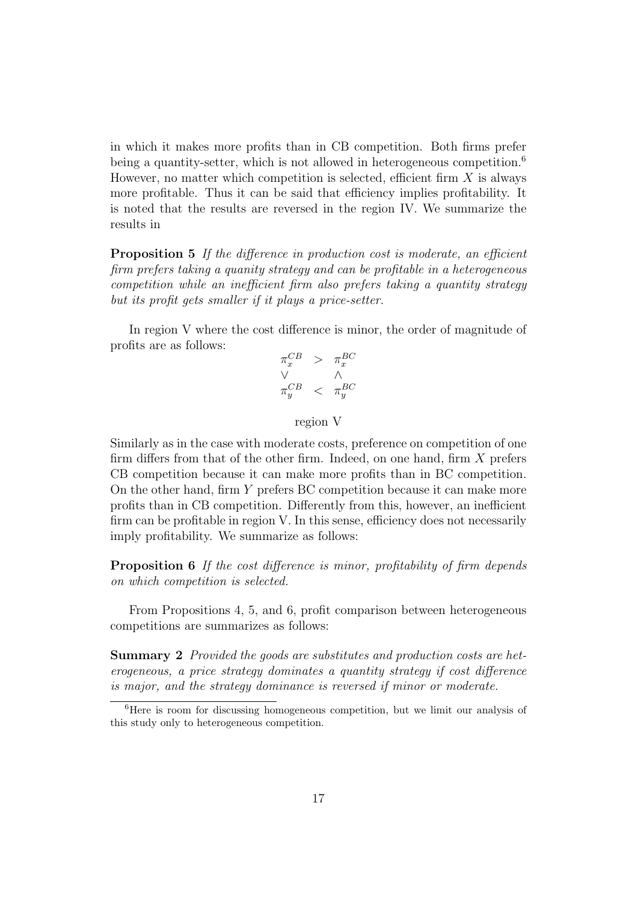in which it makes more profits than in CB competition. Both firms prefer being a quantity-setter, which is not allowed in heterogeneous competition.[6] However, no matter which competition is selected, efficient firm $X$ is always more profitable. Thus it can be said that efficiency implies profitability. It is noted that the results are reversed in the region IV. We summarize the results in

**Proposition 5** *If the difference in production cost is moderate, an efficient firm prefers taking a quanity strategy and can be profitable in a heterogeneous competition while an inefficient firm also prefers taking a quantity strategy but its profit gets smaller if it plays a price-setter.*

In region V where the cost difference is minor, the order of magnitude of profits are as follows:

$$
\begin{array}{ccc}
\pi_x^{CB} & > & \pi_x^{BC} \\
\vee & & \wedge \\
\pi_y^{CB} & < & \pi_y^{BC}
\end{array}
$$

region V

Similarly as in the case with moderate costs, preference on competition of one firm differs from that of the other firm. Indeed, on one hand, firm $X$ prefers CB competition because it can make more profits than in BC competition. On the other hand, firm $Y$ prefers BC competition because it can make more profits than in CB competition. Differently from this, however, an inefficient firm can be profitable in region V. In this sense, efficiency does not necessarily imply profitability. We summarize as follows:

**Proposition 6** *If the cost difference is minor, profitability of firm depends on which competition is selected.*

From Propositions 4, 5, and 6, profit comparison between heterogeneous competitions are summarizes as follows:

**Summary 2** *Provided the goods are substitutes and production costs are heterogeneous, a price strategy dominates a quantity strategy if cost difference is major, and the strategy dominance is reversed if minor or moderate.*

[6] Here is room for discussing homogeneous competition, but we limit our analysis of this study only to heterogeneous competition.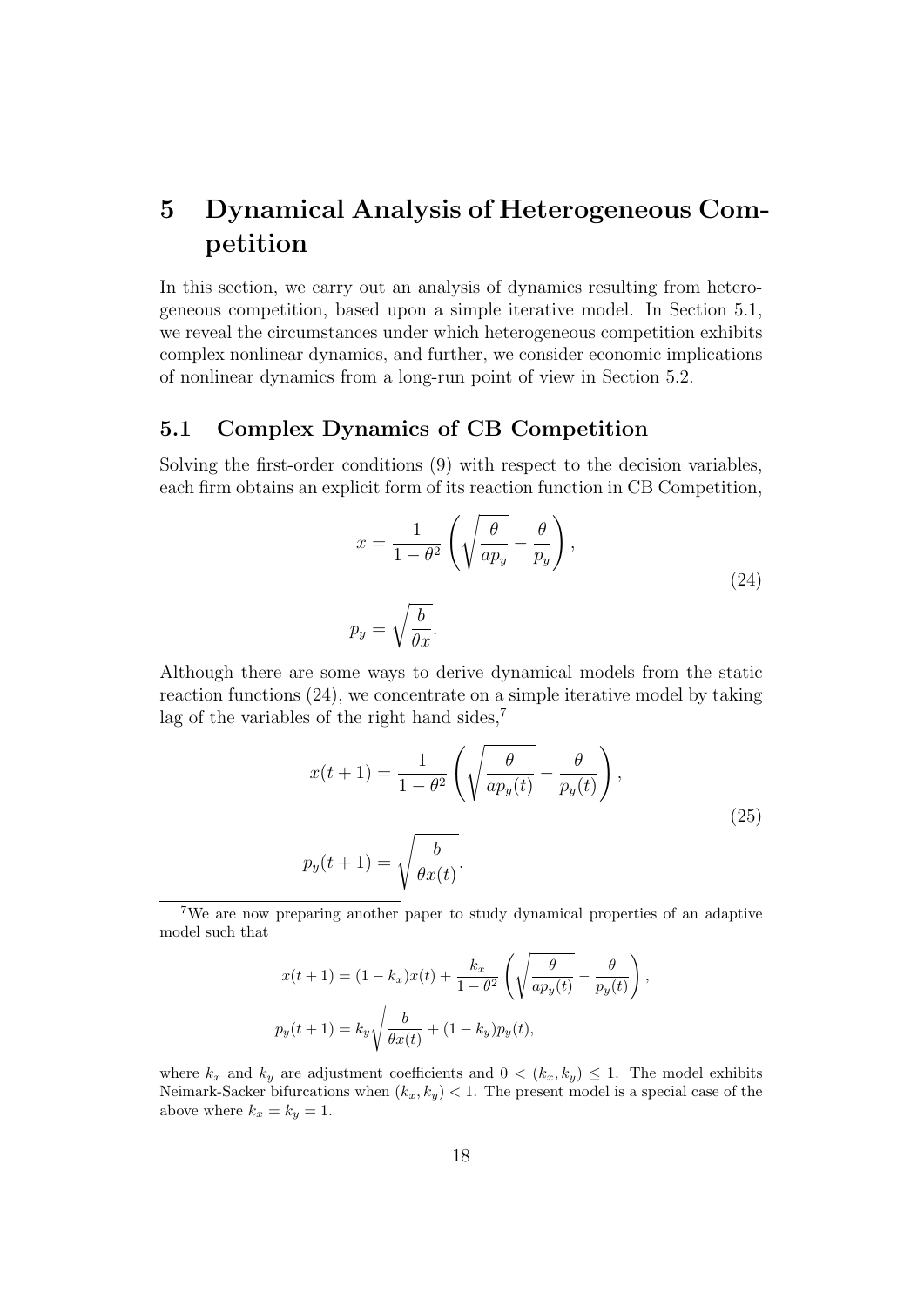# 5 Dynamical Analysis of Heterogeneous Competition

In this section, we carry out an analysis of dynamics resulting from heterogeneous competition, based upon a simple iterative model. In Section 5.1, we reveal the circumstances under which heterogeneous competition exhibits complex nonlinear dynamics, and further, we consider economic implications of nonlinear dynamics from a long-run point of view in Section 5.2.

## 5.1 Complex Dynamics of CB Competition

Solving the first-order conditions (9) with respect to the decision variables, each firm obtains an explicit form of its reaction function in CB Competition,

$$
\begin{aligned}
x &= \frac{1}{1-\theta^2}\left(\sqrt{\frac{\theta}{ap_y}} - \frac{\theta}{p_y}\right), \\
p_y &= \sqrt{\frac{b}{\theta x}}.
\end{aligned}
\tag{24}
$$

Although there are some ways to derive dynamical models from the static reaction functions (24), we concentrate on a simple iterative model by taking lag of the variables of the right hand sides,[7]

$$
\begin{aligned}
x(t+1) &= \frac{1}{1-\theta^2}\left(\sqrt{\frac{\theta}{ap_y(t)}} - \frac{\theta}{p_y(t)}\right), \\
p_y(t+1) &= \sqrt{\frac{b}{\theta x(t)}}.
\end{aligned}
\tag{25}
$$

---

[7] We are now preparing another paper to study dynamical properties of an adaptive model such that

$$
\begin{aligned}
x(t+1) &= (1-k_x)x(t) + \frac{k_x}{1-\theta^2}\left(\sqrt{\frac{\theta}{ap_y(t)}} - \frac{\theta}{p_y(t)}\right), \\
p_y(t+1) &= k_y\sqrt{\frac{b}{\theta x(t)}} + (1-k_y)p_y(t),
\end{aligned}
$$

where $k_x$ and $k_y$ are adjustment coefficients and $0 < (k_x, k_y) \leq 1$. The model exhibits Neimark-Sacker bifurcations when $(k_x, k_y) < 1$. The present model is a special case of the above where $k_x = k_y = 1$.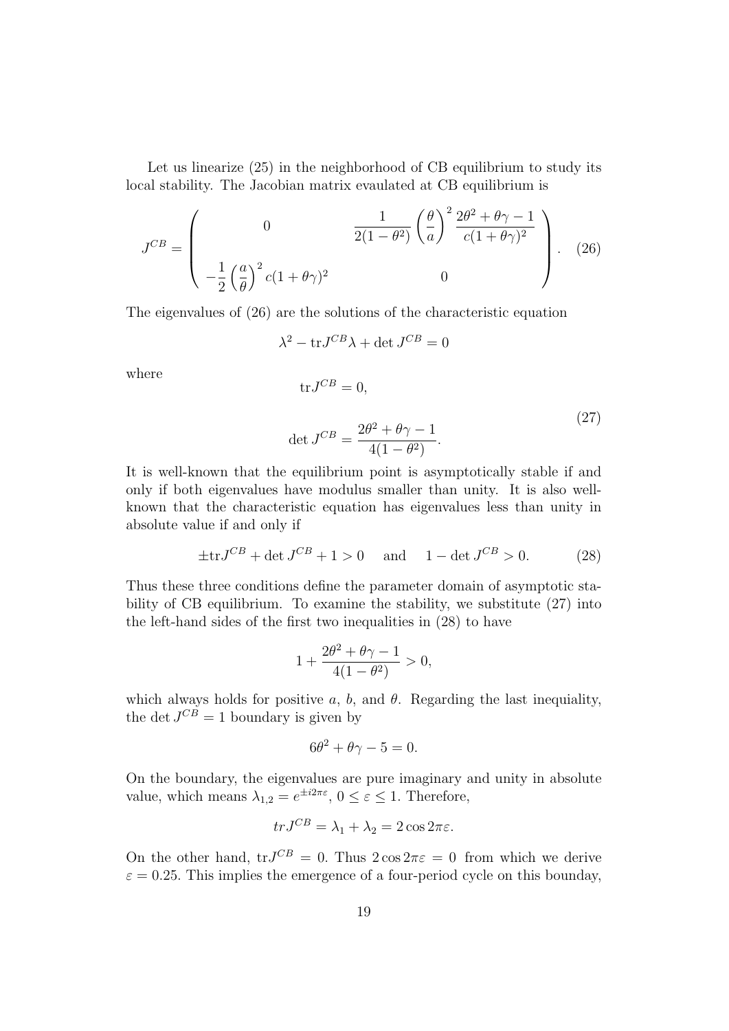Let us linearize (25) in the neighborhood of CB equilibrium to study its local stability. The Jacobian matrix evaulated at CB equilibrium is

$$J^{CB} = \begin{pmatrix} 0 & \dfrac{1}{2(1-\theta^2)} \left(\dfrac{\theta}{a}\right)^2 \dfrac{2\theta^2 + \theta\gamma - 1}{c(1+\theta\gamma)^2} \\ -\dfrac{1}{2}\left(\dfrac{a}{\theta}\right)^2 c(1+\theta\gamma)^2 & 0 \end{pmatrix}. \quad (26)$$

The eigenvalues of (26) are the solutions of the characteristic equation

$$\lambda^2 - \mathrm{tr} J^{CB} \lambda + \det J^{CB} = 0$$

where

$$\mathrm{tr} J^{CB} = 0,$$

$$\det J^{CB} = \frac{2\theta^2 + \theta\gamma - 1}{4(1-\theta^2)}. \quad (27)$$

It is well-known that the equilibrium point is asymptotically stable if and only if both eigenvalues have modulus smaller than unity. It is also well-known that the characteristic equation has eigenvalues less than unity in absolute value if and only if

$$\pm \mathrm{tr} J^{CB} + \det J^{CB} + 1 > 0 \quad \text{and} \quad 1 - \det J^{CB} > 0. \quad (28)$$

Thus these three conditions define the parameter domain of asymptotic stability of CB equilibrium. To examine the stability, we substitute (27) into the left-hand sides of the first two inequalities in (28) to have

$$1 + \frac{2\theta^2 + \theta\gamma - 1}{4(1-\theta^2)} > 0,$$

which always holds for positive $a$, $b$, and $\theta$. Regarding the last inequiality, the $\det J^{CB} = 1$ boundary is given by

$$6\theta^2 + \theta\gamma - 5 = 0.$$

On the boundary, the eigenvalues are pure imaginary and unity in absolute value, which means $\lambda_{1,2} = e^{\pm i 2\pi\varepsilon}$, $0 \leq \varepsilon \leq 1$. Therefore,

$$tr J^{CB} = \lambda_1 + \lambda_2 = 2\cos 2\pi\varepsilon.$$

On the other hand, $\mathrm{tr} J^{CB} = 0$. Thus $2\cos 2\pi\varepsilon = 0$ from which we derive $\varepsilon = 0.25$. This implies the emergence of a four-period cycle on this bounday,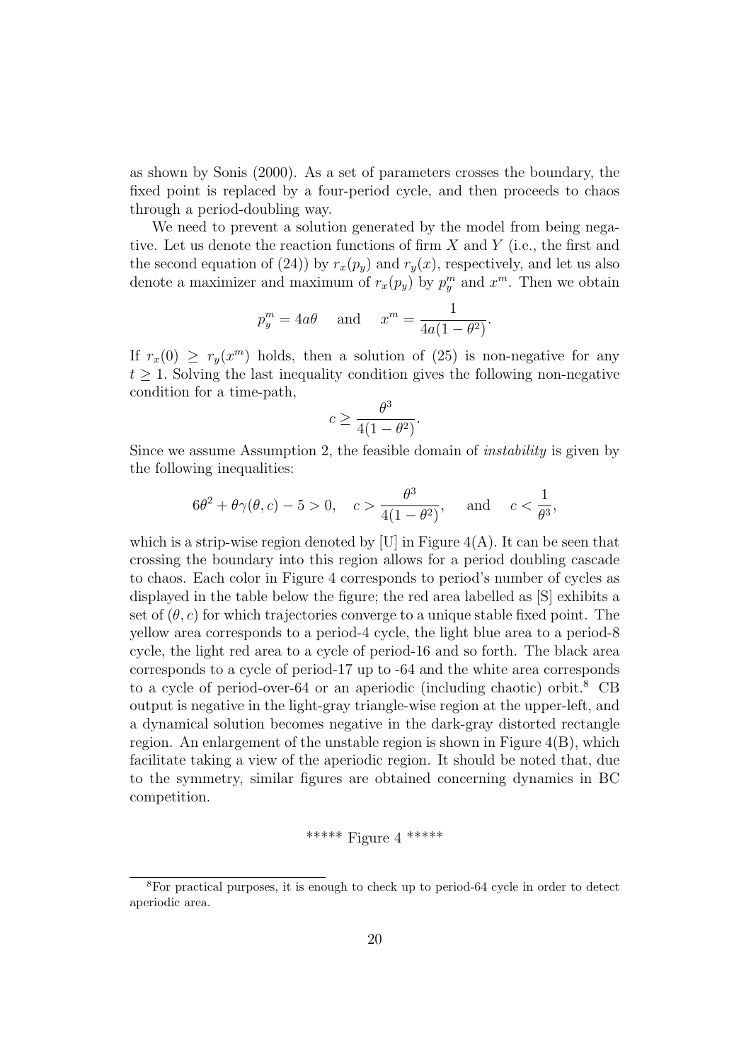as shown by Sonis (2000). As a set of parameters crosses the boundary, the fixed point is replaced by a four-period cycle, and then proceeds to chaos through a period-doubling way.

We need to prevent a solution generated by the model from being negative. Let us denote the reaction functions of firm $X$ and $Y$ (i.e., the first and the second equation of (24)) by $r_x(p_y)$ and $r_y(x)$, respectively, and let us also denote a maximizer and maximum of $r_x(p_y)$ by $p_y^m$ and $x^m$. Then we obtain

$$p_y^m = 4a\theta \quad \text{and} \quad x^m = \frac{1}{4a(1-\theta^2)}.$$

If $r_x(0) \geq r_y(x^m)$ holds, then a solution of (25) is non-negative for any $t \geq 1$. Solving the last inequality condition gives the following non-negative condition for a time-path,

$$c \geq \frac{\theta^3}{4(1-\theta^2)}.$$

Since we assume Assumption 2, the feasible domain of *instability* is given by the following inequalities:

$$6\theta^2 + \theta\gamma(\theta, c) - 5 > 0, \quad c > \frac{\theta^3}{4(1-\theta^2)}, \quad \text{and} \quad c < \frac{1}{\theta^3},$$

which is a strip-wise region denoted by [U] in Figure 4(A). It can be seen that crossing the boundary into this region allows for a period doubling cascade to chaos. Each color in Figure 4 corresponds to period's number of cycles as displayed in the table below the figure; the red area labelled as [S] exhibits a set of $(\theta, c)$ for which trajectories converge to a unique stable fixed point. The yellow area corresponds to a period-4 cycle, the light blue area to a period-8 cycle, the light red area to a cycle of period-16 and so forth. The black area corresponds to a cycle of period-17 up to -64 and the white area corresponds to a cycle of period-over-64 or an aperiodic (including chaotic) orbit.[8] CB output is negative in the light-gray triangle-wise region at the upper-left, and a dynamical solution becomes negative in the dark-gray distorted rectangle region. An enlargement of the unstable region is shown in Figure 4(B), which facilitate taking a view of the aperiodic region. It should be noted that, due to the symmetry, similar figures are obtained concerning dynamics in BC competition.

***** Figure 4 *****

[8] For practical purposes, it is enough to check up to period-64 cycle in order to detect aperiodic area.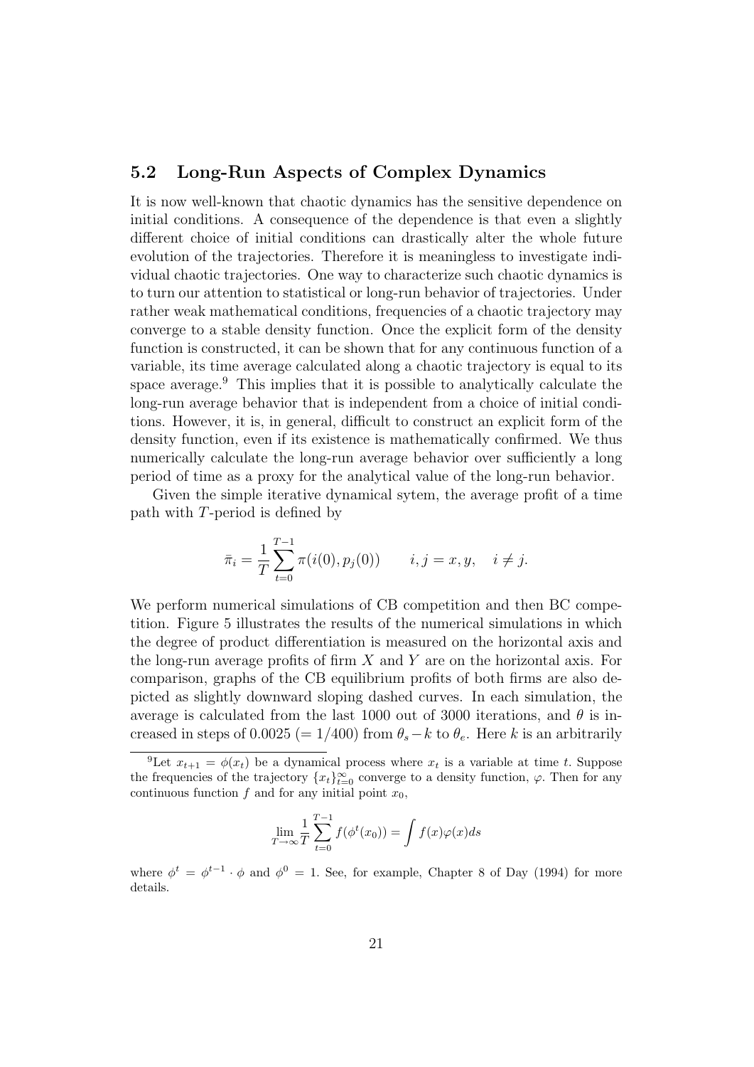### 5.2 Long-Run Aspects of Complex Dynamics

It is now well-known that chaotic dynamics has the sensitive dependence on initial conditions. A consequence of the dependence is that even a slightly different choice of initial conditions can drastically alter the whole future evolution of the trajectories. Therefore it is meaningless to investigate individual chaotic trajectories. One way to characterize such chaotic dynamics is to turn our attention to statistical or long-run behavior of trajectories. Under rather weak mathematical conditions, frequencies of a chaotic trajectory may converge to a stable density function. Once the explicit form of the density function is constructed, it can be shown that for any continuous function of a variable, its time average calculated along a chaotic trajectory is equal to its space average.[9] This implies that it is possible to analytically calculate the long-run average behavior that is independent from a choice of initial conditions. However, it is, in general, difficult to construct an explicit form of the density function, even if its existence is mathematically confirmed. We thus numerically calculate the long-run average behavior over sufficiently a long period of time as a proxy for the analytical value of the long-run behavior.

Given the simple iterative dynamical sytem, the average profit of a time path with $T$-period is defined by

$$\bar{\pi}_i = \frac{1}{T} \sum_{t=0}^{T-1} \pi(i(0), p_j(0)) \qquad i, j = x, y, \quad i \neq j.$$

We perform numerical simulations of CB competition and then BC competition. Figure 5 illustrates the results of the numerical simulations in which the degree of product differentiation is measured on the horizontal axis and the long-run average profits of firm $X$ and $Y$ are on the horizontal axis. For comparison, graphs of the CB equilibrium profits of both firms are also depicted as slightly downward sloping dashed curves. In each simulation, the average is calculated from the last 1000 out of 3000 iterations, and $\theta$ is increased in steps of 0.0025 $(= 1/400)$ from $\theta_s - k$ to $\theta_e$. Here $k$ is an arbitrarily

[9] Let $x_{t+1} = \phi(x_t)$ be a dynamical process where $x_t$ is a variable at time $t$. Suppose the frequencies of the trajectory $\{x_t\}_{t=0}^{\infty}$ converge to a density function, $\varphi$. Then for any continuous function $f$ and for any initial point $x_0$,

$$\lim_{T \to \infty} \frac{1}{T} \sum_{t=0}^{T-1} f(\phi^t(x_0)) = \int f(x)\varphi(x) ds$$

where $\phi^t = \phi^{t-1} \cdot \phi$ and $\phi^0 = 1$. See, for example, Chapter 8 of Day (1994) for more details.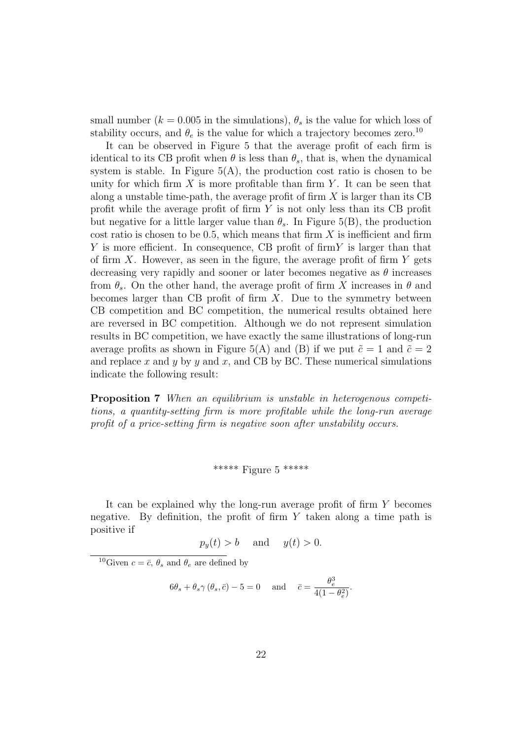small number ($k = 0.005$ in the simulations), $\theta_s$ is the value for which loss of stability occurs, and $\theta_e$ is the value for which a trajectory becomes zero.[10]

It can be observed in Figure 5 that the average profit of each firm is identical to its CB profit when $\theta$ is less than $\theta_s$, that is, when the dynamical system is stable. In Figure 5(A), the production cost ratio is chosen to be unity for which firm $X$ is more profitable than firm $Y$. It can be seen that along a unstable time-path, the average profit of firm $X$ is larger than its CB profit while the average profit of firm $Y$ is not only less than its CB profit but negative for a little larger value than $\theta_s$. In Figure 5(B), the production cost ratio is chosen to be 0.5, which means that firm $X$ is inefficient and firm $Y$ is more efficient. In consequence, CB profit of firm$Y$ is larger than that of firm $X$. However, as seen in the figure, the average profit of firm $Y$ gets decreasing very rapidly and sooner or later becomes negative as $\theta$ increases from $\theta_s$. On the other hand, the average profit of firm $X$ increases in $\theta$ and becomes larger than CB profit of firm $X$. Due to the symmetry between CB competition and BC competition, the numerical results obtained here are reversed in BC competition. Although we do not represent simulation results in BC competition, we have exactly the same illustrations of long-run average profits as shown in Figure 5(A) and (B) if we put $\tilde{c} = 1$ and $\tilde{c} = 2$ and replace $x$ and $y$ by $y$ and $x$, and CB by BC. These numerical simulations indicate the following result:

**Proposition 7** *When an equilibrium is unstable in heterogenous competitions, a quantity-setting firm is more profitable while the long-run average profit of a price-setting firm is negative soon after unstability occurs.*

***** Figure 5 *****

It can be explained why the long-run average profit of firm $Y$ becomes negative. By definition, the profit of firm $Y$ taken along a time path is positive if

$$p_y(t) > b \quad \text{and} \quad y(t) > 0.$$

[10]Given $c = \bar{c}$, $\theta_s$ and $\theta_e$ are defined by

$$6\theta_s + \theta_s \gamma(\theta_s, \bar{c}) - 5 = 0 \quad \text{and} \quad \bar{c} = \frac{\theta_e^3}{4(1-\theta_e^2)}.$$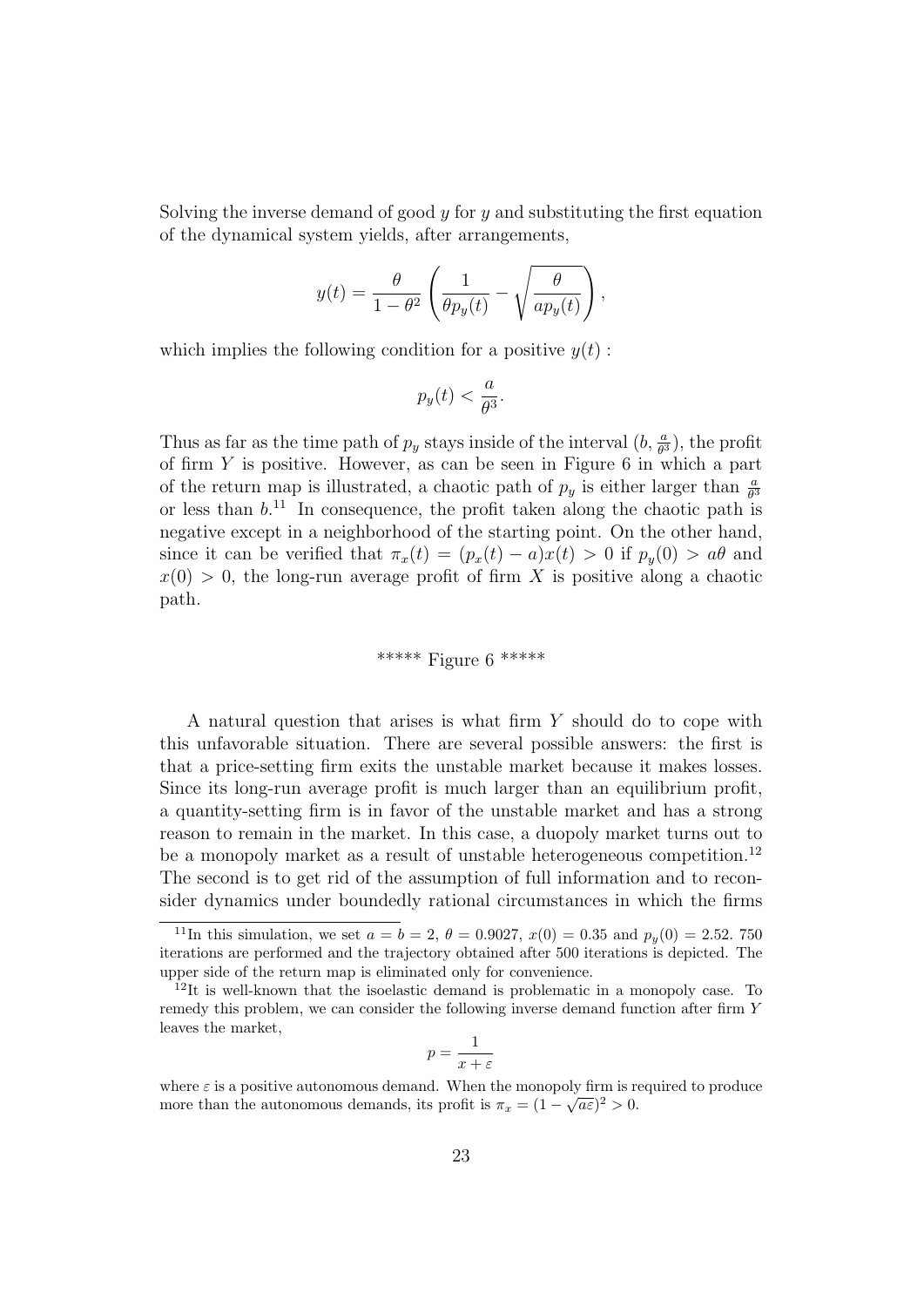Solving the inverse demand of good $y$ for $y$ and substituting the first equation of the dynamical system yields, after arrangements,

$$y(t) = \frac{\theta}{1-\theta^2}\left(\frac{1}{\theta p_y(t)} - \sqrt{\frac{\theta}{a p_y(t)}}\right),$$

which implies the following condition for a positive $y(t)$ :

$$p_y(t) < \frac{a}{\theta^3}.$$

Thus as far as the time path of $p_y$ stays inside of the interval $(b, \frac{a}{\theta^3})$, the profit of firm $Y$ is positive. However, as can be seen in Figure 6 in which a part of the return map is illustrated, a chaotic path of $p_y$ is either larger than $\frac{a}{\theta^3}$ or less than $b$.[11] In consequence, the profit taken along the chaotic path is negative except in a neighborhood of the starting point. On the other hand, since it can be verified that $\pi_x(t) = (p_x(t) - a)x(t) > 0$ if $p_y(0) > a\theta$ and $x(0) > 0$, the long-run average profit of firm $X$ is positive along a chaotic path.

\*\*\*\*\* Figure 6 \*\*\*\*\*

A natural question that arises is what firm $Y$ should do to cope with this unfavorable situation. There are several possible answers: the first is that a price-setting firm exits the unstable market because it makes losses. Since its long-run average profit is much larger than an equilibrium profit, a quantity-setting firm is in favor of the unstable market and has a strong reason to remain in the market. In this case, a duopoly market turns out to be a monopoly market as a result of unstable heterogeneous competition.[12] The second is to get rid of the assumption of full information and to reconsider dynamics under boundedly rational circumstances in which the firms

---

[11] In this simulation, we set $a = b = 2$, $\theta = 0.9027$, $x(0) = 0.35$ and $p_y(0) = 2.52$. 750 iterations are performed and the trajectory obtained after 500 iterations is depicted. The upper side of the return map is eliminated only for convenience.

[12] It is well-known that the isoelastic demand is problematic in a monopoly case. To remedy this problem, we can consider the following inverse demand function after firm $Y$ leaves the market,

$$p = \frac{1}{x + \varepsilon}$$

where $\varepsilon$ is a positive autonomous demand. When the monopoly firm is required to produce more than the autonomous demands, its profit is $\pi_x = (1 - \sqrt{a\varepsilon})^2 > 0$.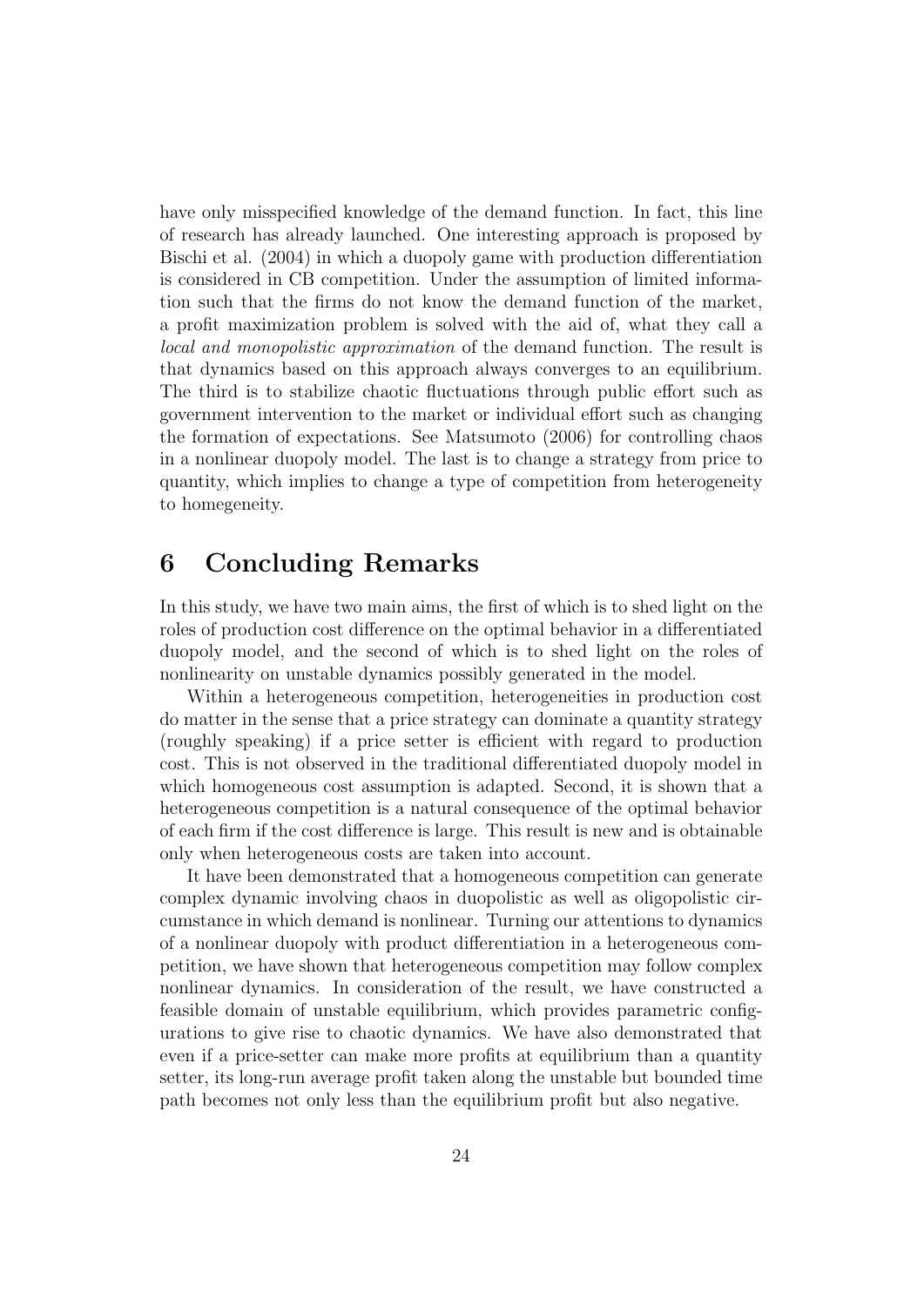have only misspecified knowledge of the demand function. In fact, this line of research has already launched. One interesting approach is proposed by Bischi et al. (2004) in which a duopoly game with production differentiation is considered in CB competition. Under the assumption of limited information such that the firms do not know the demand function of the market, a profit maximization problem is solved with the aid of, what they call a *local and monopolistic approximation* of the demand function. The result is that dynamics based on this approach always converges to an equilibrium. The third is to stabilize chaotic fluctuations through public effort such as government intervention to the market or individual effort such as changing the formation of expectations. See Matsumoto (2006) for controlling chaos in a nonlinear duopoly model. The last is to change a strategy from price to quantity, which implies to change a type of competition from heterogeneity to homegeneity.

# 6 Concluding Remarks

In this study, we have two main aims, the first of which is to shed light on the roles of production cost difference on the optimal behavior in a differentiated duopoly model, and the second of which is to shed light on the roles of nonlinearity on unstable dynamics possibly generated in the model.

Within a heterogeneous competition, heterogeneities in production cost do matter in the sense that a price strategy can dominate a quantity strategy (roughly speaking) if a price setter is efficient with regard to production cost. This is not observed in the traditional differentiated duopoly model in which homogeneous cost assumption is adapted. Second, it is shown that a heterogeneous competition is a natural consequence of the optimal behavior of each firm if the cost difference is large. This result is new and is obtainable only when heterogeneous costs are taken into account.

It have been demonstrated that a homogeneous competition can generate complex dynamic involving chaos in duopolistic as well as oligopolistic circumstance in which demand is nonlinear. Turning our attentions to dynamics of a nonlinear duopoly with product differentiation in a heterogeneous competition, we have shown that heterogeneous competition may follow complex nonlinear dynamics. In consideration of the result, we have constructed a feasible domain of unstable equilibrium, which provides parametric configurations to give rise to chaotic dynamics. We have also demonstrated that even if a price-setter can make more profits at equilibrium than a quantity setter, its long-run average profit taken along the unstable but bounded time path becomes not only less than the equilibrium profit but also negative.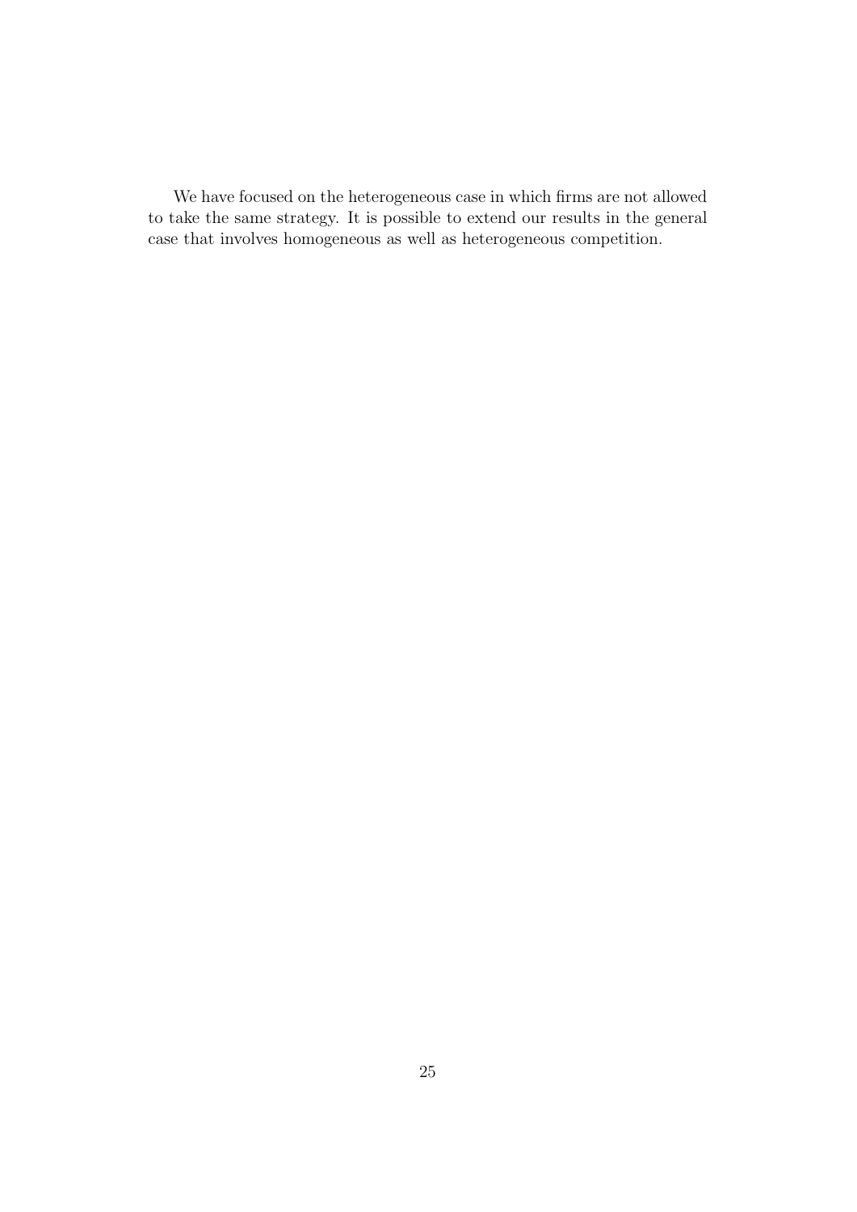We have focused on the heterogeneous case in which firms are not allowed to take the same strategy. It is possible to extend our results in the general case that involves homogeneous as well as heterogeneous competition.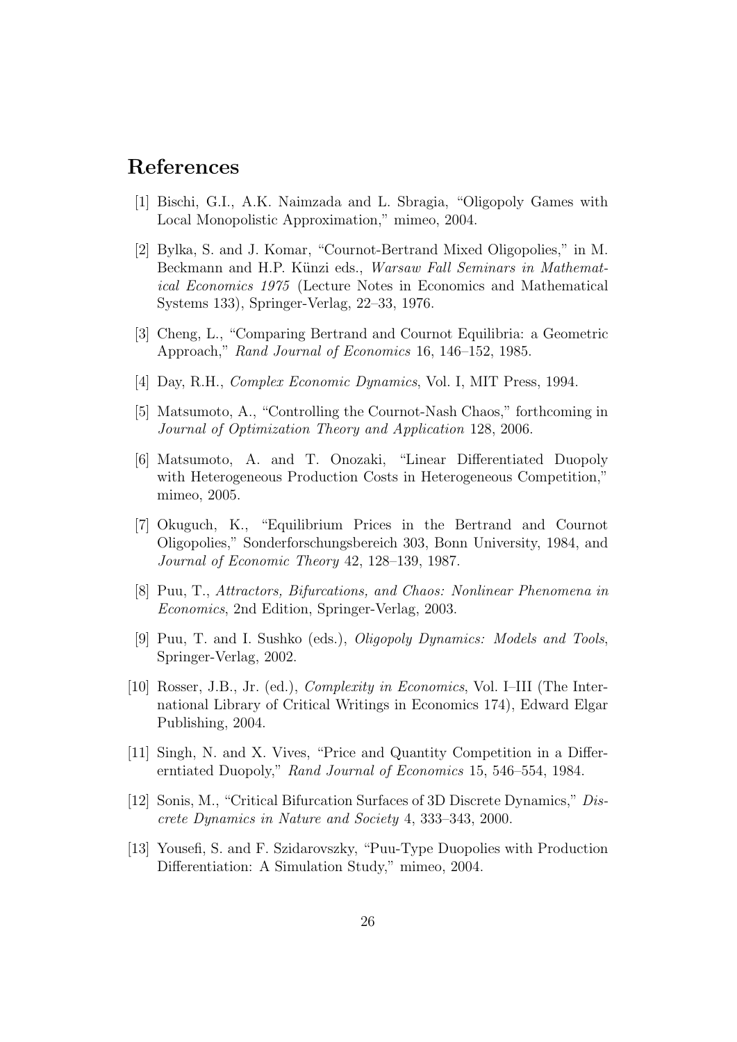## References

[1] Bischi, G.I., A.K. Naimzada and L. Sbragia, "Oligopoly Games with Local Monopolistic Approximation," mimeo, 2004.

[2] Bylka, S. and J. Komar, "Cournot-Bertrand Mixed Oligopolies," in M. Beckmann and H.P. Künzi eds., *Warsaw Fall Seminars in Mathematical Economics 1975* (Lecture Notes in Economics and Mathematical Systems 133), Springer-Verlag, 22–33, 1976.

[3] Cheng, L., "Comparing Bertrand and Cournot Equilibria: a Geometric Approach," *Rand Journal of Economics* 16, 146–152, 1985.

[4] Day, R.H., *Complex Economic Dynamics*, Vol. I, MIT Press, 1994.

[5] Matsumoto, A., "Controlling the Cournot-Nash Chaos," forthcoming in *Journal of Optimization Theory and Application* 128, 2006.

[6] Matsumoto, A. and T. Onozaki, "Linear Differentiated Duopoly with Heterogeneous Production Costs in Heterogeneous Competition," mimeo, 2005.

[7] Okuguch, K., "Equilibrium Prices in the Bertrand and Cournot Oligopolies," Sonderforschungsbereich 303, Bonn University, 1984, and *Journal of Economic Theory* 42, 128–139, 1987.

[8] Puu, T., *Attractors, Bifurcations, and Chaos: Nonlinear Phenomena in Economics*, 2nd Edition, Springer-Verlag, 2003.

[9] Puu, T. and I. Sushko (eds.), *Oligopoly Dynamics: Models and Tools*, Springer-Verlag, 2002.

[10] Rosser, J.B., Jr. (ed.), *Complexity in Economics*, Vol. I–III (The International Library of Critical Writings in Economics 174), Edward Elgar Publishing, 2004.

[11] Singh, N. and X. Vives, "Price and Quantity Competition in a Differerntiated Duopoly," *Rand Journal of Economics* 15, 546–554, 1984.

[12] Sonis, M., "Critical Bifurcation Surfaces of 3D Discrete Dynamics," *Discrete Dynamics in Nature and Society* 4, 333–343, 2000.

[13] Yousefi, S. and F. Szidarovszky, "Puu-Type Duopolies with Production Differentiation: A Simulation Study," mimeo, 2004.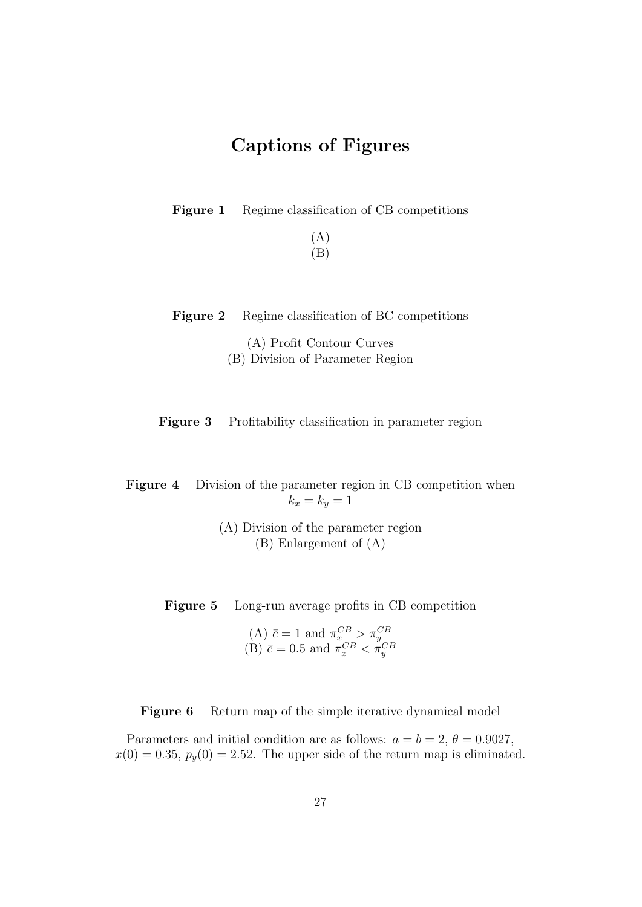# Captions of Figures

**Figure 1** Regime classification of CB competitions

(A)
(B)

**Figure 2** Regime classification of BC competitions

(A) Profit Contour Curves
(B) Division of Parameter Region

**Figure 3** Profitability classification in parameter region

**Figure 4** Division of the parameter region in CB competition when $k_x = k_y = 1$

(A) Division of the parameter region
(B) Enlargement of (A)

**Figure 5** Long-run average profits in CB competition

(A) $\bar{c} = 1$ and $\pi_x^{CB} > \pi_y^{CB}$
(B) $\bar{c} = 0.5$ and $\pi_x^{CB} < \pi_y^{CB}$

**Figure 6** Return map of the simple iterative dynamical model

Parameters and initial condition are as follows: $a = b = 2$, $\theta = 0.9027$, $x(0) = 0.35$, $p_y(0) = 2.52$. The upper side of the return map is eliminated.